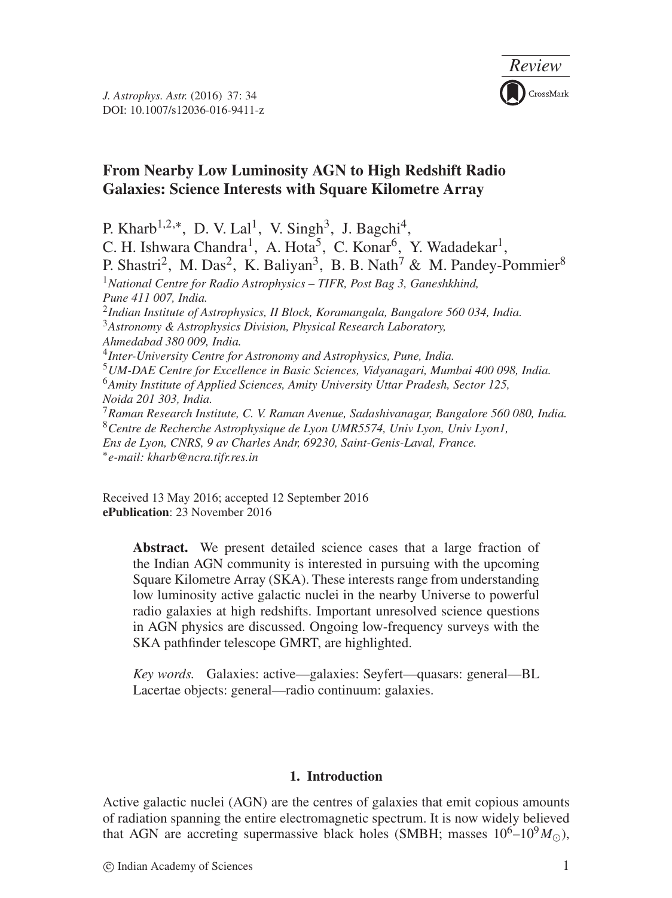*Review*

# From Nearby Low Luminosity AGN to High Redshift Radio Galaxies: Science Interests with Square Kilometre Array

P. Kharb[1,2,*], D. V. Lal[1], V. Singh[3], J. Bagchi[4], C. H. Ishwara Chandra[1], A. Hota[5], C. Konar[6], Y. Wadadekar[1], P. Shastri[2], M. Das[2], K. Baliyan[3], B. B. Nath[7] & M. Pandey-Pommier[8]

[1] *National Centre for Radio Astrophysics – TIFR, Post Bag 3, Ganeshkhind, Pune 411 007, India.*
[2] *Indian Institute of Astrophysics, II Block, Koramangala, Bangalore 560 034, India.*
[3] *Astronomy & Astrophysics Division, Physical Research Laboratory, Ahmedabad 380 009, India.*
[4] *Inter-University Centre for Astronomy and Astrophysics, Pune, India.*
[5] *UM-DAE Centre for Excellence in Basic Sciences, Vidyanagari, Mumbai 400 098, India.*
[6] *Amity Institute of Applied Sciences, Amity University Uttar Pradesh, Sector 125, Noida 201 303, India.*
[7] *Raman Research Institute, C. V. Raman Avenue, Sadashivanagar, Bangalore 560 080, India.*
[8] *Centre de Recherche Astrophysique de Lyon UMR5574, Univ Lyon, Univ Lyon1, Ens de Lyon, CNRS, 9 av Charles Andr, 69230, Saint-Genis-Laval, France.*
[*] *e-mail: kharb@ncra.tifr.res.in*

Received 13 May 2016; accepted 12 September 2016
**ePublication**: 23 November 2016

**Abstract.** We present detailed science cases that a large fraction of the Indian AGN community is interested in pursuing with the upcoming Square Kilometre Array (SKA). These interests range from understanding low luminosity active galactic nuclei in the nearby Universe to powerful radio galaxies at high redshifts. Important unresolved science questions in AGN physics are discussed. Ongoing low-frequency surveys with the SKA pathfinder telescope GMRT, are highlighted.

*Key words.* Galaxies: active—galaxies: Seyfert—quasars: general—BL Lacertae objects: general—radio continuum: galaxies.

## 1. Introduction

Active galactic nuclei (AGN) are the centres of galaxies that emit copious amounts of radiation spanning the entire electromagnetic spectrum. It is now widely believed that AGN are accreting supermassive black holes (SMBH; masses $10^6$–$10^9 M_{\odot}$),

© Indian Academy of Sciences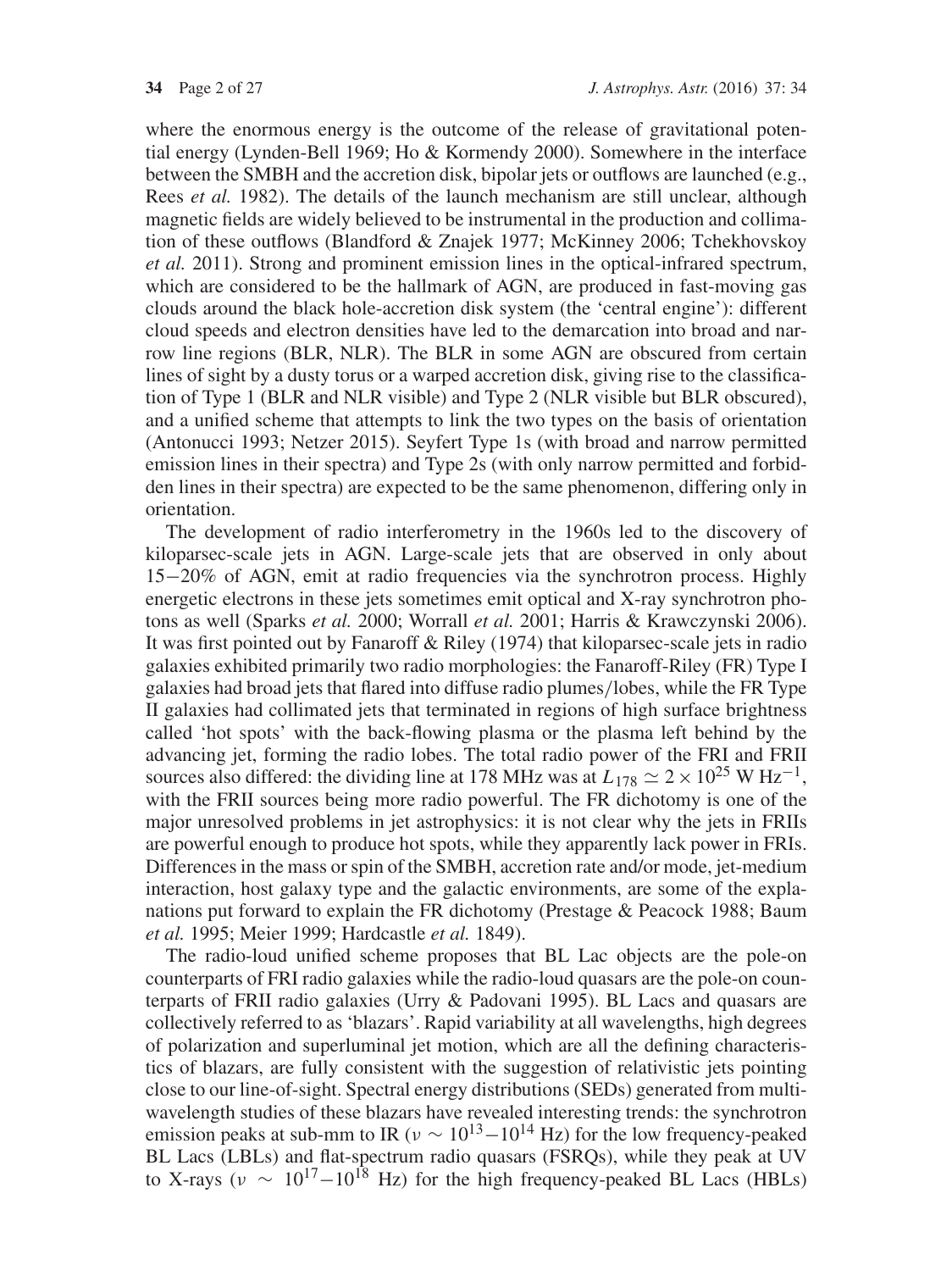where the enormous energy is the outcome of the release of gravitational potential energy (Lynden-Bell 1969; Ho & Kormendy 2000). Somewhere in the interface between the SMBH and the accretion disk, bipolar jets or outflows are launched (e.g., Rees *et al.* 1982). The details of the launch mechanism are still unclear, although magnetic fields are widely believed to be instrumental in the production and collimation of these outflows (Blandford & Znajek 1977; McKinney 2006; Tchekhovskoy *et al.* 2011). Strong and prominent emission lines in the optical-infrared spectrum, which are considered to be the hallmark of AGN, are produced in fast-moving gas clouds around the black hole-accretion disk system (the 'central engine'): different cloud speeds and electron densities have led to the demarcation into broad and narrow line regions (BLR, NLR). The BLR in some AGN are obscured from certain lines of sight by a dusty torus or a warped accretion disk, giving rise to the classification of Type 1 (BLR and NLR visible) and Type 2 (NLR visible but BLR obscured), and a unified scheme that attempts to link the two types on the basis of orientation (Antonucci 1993; Netzer 2015). Seyfert Type 1s (with broad and narrow permitted emission lines in their spectra) and Type 2s (with only narrow permitted and forbidden lines in their spectra) are expected to be the same phenomenon, differing only in orientation.

The development of radio interferometry in the 1960s led to the discovery of kiloparsec-scale jets in AGN. Large-scale jets that are observed in only about 15−20% of AGN, emit at radio frequencies via the synchrotron process. Highly energetic electrons in these jets sometimes emit optical and X-ray synchrotron photons as well (Sparks *et al.* 2000; Worrall *et al.* 2001; Harris & Krawczynski 2006). It was first pointed out by Fanaroff & Riley (1974) that kiloparsec-scale jets in radio galaxies exhibited primarily two radio morphologies: the Fanaroff-Riley (FR) Type I galaxies had broad jets that flared into diffuse radio plumes/lobes, while the FR Type II galaxies had collimated jets that terminated in regions of high surface brightness called 'hot spots' with the back-flowing plasma or the plasma left behind by the advancing jet, forming the radio lobes. The total radio power of the FRI and FRII sources also differed: the dividing line at 178 MHz was at $L_{178} \simeq 2 \times 10^{25}$ W Hz$^{-1}$, with the FRII sources being more radio powerful. The FR dichotomy is one of the major unresolved problems in jet astrophysics: it is not clear why the jets in FRIIs are powerful enough to produce hot spots, while they apparently lack power in FRIs. Differences in the mass or spin of the SMBH, accretion rate and/or mode, jet-medium interaction, host galaxy type and the galactic environments, are some of the explanations put forward to explain the FR dichotomy (Prestage & Peacock 1988; Baum *et al.* 1995; Meier 1999; Hardcastle *et al.* 1849).

The radio-loud unified scheme proposes that BL Lac objects are the pole-on counterparts of FRI radio galaxies while the radio-loud quasars are the pole-on counterparts of FRII radio galaxies (Urry & Padovani 1995). BL Lacs and quasars are collectively referred to as 'blazars'. Rapid variability at all wavelengths, high degrees of polarization and superluminal jet motion, which are all the defining characteristics of blazars, are fully consistent with the suggestion of relativistic jets pointing close to our line-of-sight. Spectral energy distributions (SEDs) generated from multi-wavelength studies of these blazars have revealed interesting trends: the synchrotron emission peaks at sub-mm to IR ($\nu \sim 10^{13}-10^{14}$ Hz) for the low frequency-peaked BL Lacs (LBLs) and flat-spectrum radio quasars (FSRQs), while they peak at UV to X-rays ($\nu \sim 10^{17}-10^{18}$ Hz) for the high frequency-peaked BL Lacs (HBLs)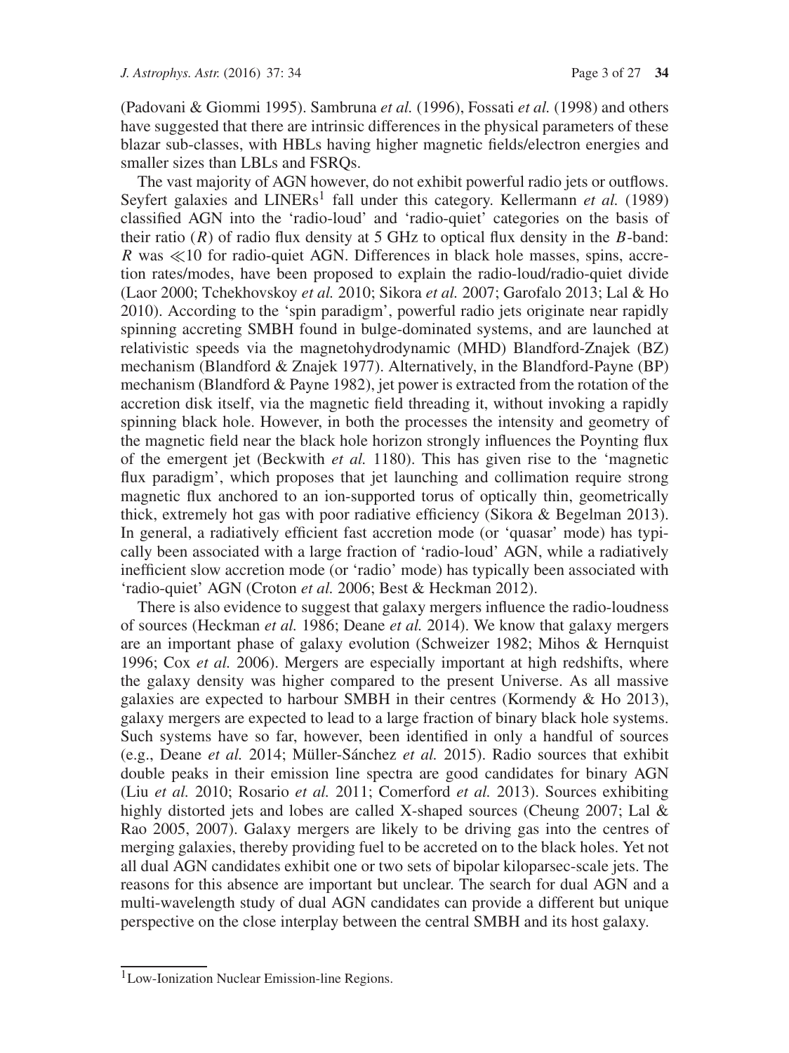(Padovani & Giommi 1995). Sambruna *et al.* (1996), Fossati *et al.* (1998) and others have suggested that there are intrinsic differences in the physical parameters of these blazar sub-classes, with HBLs having higher magnetic fields/electron energies and smaller sizes than LBLs and FSRQs.

The vast majority of AGN however, do not exhibit powerful radio jets or outflows. Seyfert galaxies and LINERs[1] fall under this category. Kellermann *et al.* (1989) classified AGN into the 'radio-loud' and 'radio-quiet' categories on the basis of their ratio ($R$) of radio flux density at 5 GHz to optical flux density in the $B$-band: $R$ was $\ll$10 for radio-quiet AGN. Differences in black hole masses, spins, accretion rates/modes, have been proposed to explain the radio-loud/radio-quiet divide (Laor 2000; Tchekhovskoy *et al.* 2010; Sikora *et al.* 2007; Garofalo 2013; Lal & Ho 2010). According to the 'spin paradigm', powerful radio jets originate near rapidly spinning accreting SMBH found in bulge-dominated systems, and are launched at relativistic speeds via the magnetohydrodynamic (MHD) Blandford-Znajek (BZ) mechanism (Blandford & Znajek 1977). Alternatively, in the Blandford-Payne (BP) mechanism (Blandford & Payne 1982), jet power is extracted from the rotation of the accretion disk itself, via the magnetic field threading it, without invoking a rapidly spinning black hole. However, in both the processes the intensity and geometry of the magnetic field near the black hole horizon strongly influences the Poynting flux of the emergent jet (Beckwith *et al.* 1180). This has given rise to the 'magnetic flux paradigm', which proposes that jet launching and collimation require strong magnetic flux anchored to an ion-supported torus of optically thin, geometrically thick, extremely hot gas with poor radiative efficiency (Sikora & Begelman 2013). In general, a radiatively efficient fast accretion mode (or 'quasar' mode) has typically been associated with a large fraction of 'radio-loud' AGN, while a radiatively inefficient slow accretion mode (or 'radio' mode) has typically been associated with 'radio-quiet' AGN (Croton *et al.* 2006; Best & Heckman 2012).

There is also evidence to suggest that galaxy mergers influence the radio-loudness of sources (Heckman *et al.* 1986; Deane *et al.* 2014). We know that galaxy mergers are an important phase of galaxy evolution (Schweizer 1982; Mihos & Hernquist 1996; Cox *et al.* 2006). Mergers are especially important at high redshifts, where the galaxy density was higher compared to the present Universe. As all massive galaxies are expected to harbour SMBH in their centres (Kormendy & Ho 2013), galaxy mergers are expected to lead to a large fraction of binary black hole systems. Such systems have so far, however, been identified in only a handful of sources (e.g., Deane *et al.* 2014; Müller-Sánchez *et al.* 2015). Radio sources that exhibit double peaks in their emission line spectra are good candidates for binary AGN (Liu *et al.* 2010; Rosario *et al.* 2011; Comerford *et al.* 2013). Sources exhibiting highly distorted jets and lobes are called X-shaped sources (Cheung 2007; Lal & Rao 2005, 2007). Galaxy mergers are likely to be driving gas into the centres of merging galaxies, thereby providing fuel to be accreted on to the black holes. Yet not all dual AGN candidates exhibit one or two sets of bipolar kiloparsec-scale jets. The reasons for this absence are important but unclear. The search for dual AGN and a multi-wavelength study of dual AGN candidates can provide a different but unique perspective on the close interplay between the central SMBH and its host galaxy.

---

[1] Low-Ionization Nuclear Emission-line Regions.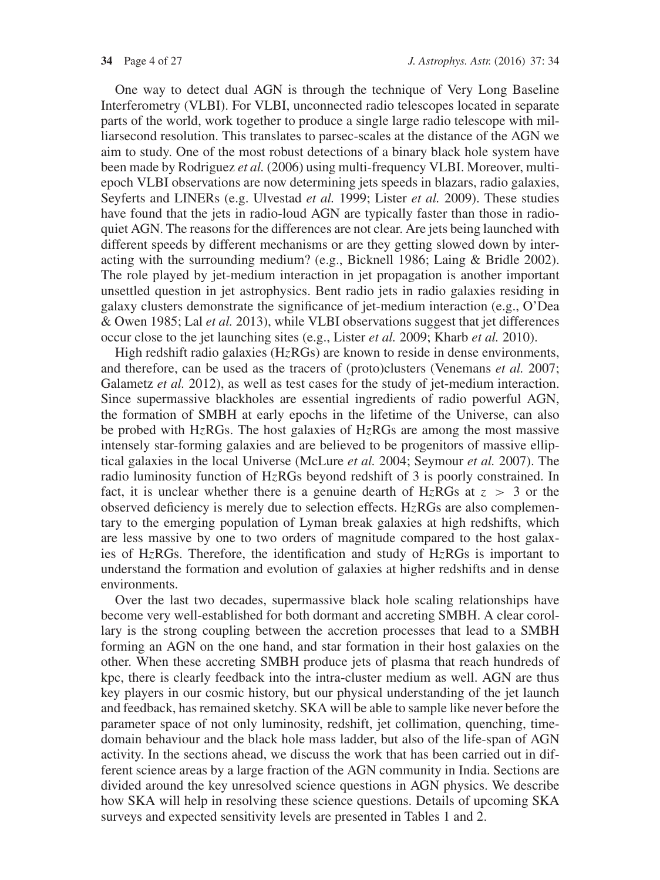One way to detect dual AGN is through the technique of Very Long Baseline Interferometry (VLBI). For VLBI, unconnected radio telescopes located in separate parts of the world, work together to produce a single large radio telescope with milliarsecond resolution. This translates to parsec-scales at the distance of the AGN we aim to study. One of the most robust detections of a binary black hole system have been made by Rodriguez *et al.* (2006) using multi-frequency VLBI. Moreover, multi-epoch VLBI observations are now determining jets speeds in blazars, radio galaxies, Seyferts and LINERs (e.g. Ulvestad *et al.* 1999; Lister *et al.* 2009). These studies have found that the jets in radio-loud AGN are typically faster than those in radio-quiet AGN. The reasons for the differences are not clear. Are jets being launched with different speeds by different mechanisms or are they getting slowed down by interacting with the surrounding medium? (e.g., Bicknell 1986; Laing & Bridle 2002). The role played by jet-medium interaction in jet propagation is another important unsettled question in jet astrophysics. Bent radio jets in radio galaxies residing in galaxy clusters demonstrate the significance of jet-medium interaction (e.g., O'Dea & Owen 1985; Lal *et al.* 2013), while VLBI observations suggest that jet differences occur close to the jet launching sites (e.g., Lister *et al.* 2009; Kharb *et al.* 2010).

High redshift radio galaxies (H$z$RGs) are known to reside in dense environments, and therefore, can be used as the tracers of (proto)clusters (Venemans *et al.* 2007; Galametz *et al.* 2012), as well as test cases for the study of jet-medium interaction. Since supermassive blackholes are essential ingredients of radio powerful AGN, the formation of SMBH at early epochs in the lifetime of the Universe, can also be probed with H$z$RGs. The host galaxies of H$z$RGs are among the most massive intensely star-forming galaxies and are believed to be progenitors of massive elliptical galaxies in the local Universe (McLure *et al.* 2004; Seymour *et al.* 2007). The radio luminosity function of H$z$RGs beyond redshift of 3 is poorly constrained. In fact, it is unclear whether there is a genuine dearth of H$z$RGs at $z > 3$ or the observed deficiency is merely due to selection effects. H$z$RGs are also complementary to the emerging population of Lyman break galaxies at high redshifts, which are less massive by one to two orders of magnitude compared to the host galaxies of H$z$RGs. Therefore, the identification and study of H$z$RGs is important to understand the formation and evolution of galaxies at higher redshifts and in dense environments.

Over the last two decades, supermassive black hole scaling relationships have become very well-established for both dormant and accreting SMBH. A clear corollary is the strong coupling between the accretion processes that lead to a SMBH forming an AGN on the one hand, and star formation in their host galaxies on the other. When these accreting SMBH produce jets of plasma that reach hundreds of kpc, there is clearly feedback into the intra-cluster medium as well. AGN are thus key players in our cosmic history, but our physical understanding of the jet launch and feedback, has remained sketchy. SKA will be able to sample like never before the parameter space of not only luminosity, redshift, jet collimation, quenching, time-domain behaviour and the black hole mass ladder, but also of the life-span of AGN activity. In the sections ahead, we discuss the work that has been carried out in different science areas by a large fraction of the AGN community in India. Sections are divided around the key unresolved science questions in AGN physics. We describe how SKA will help in resolving these science questions. Details of upcoming SKA surveys and expected sensitivity levels are presented in Tables 1 and 2.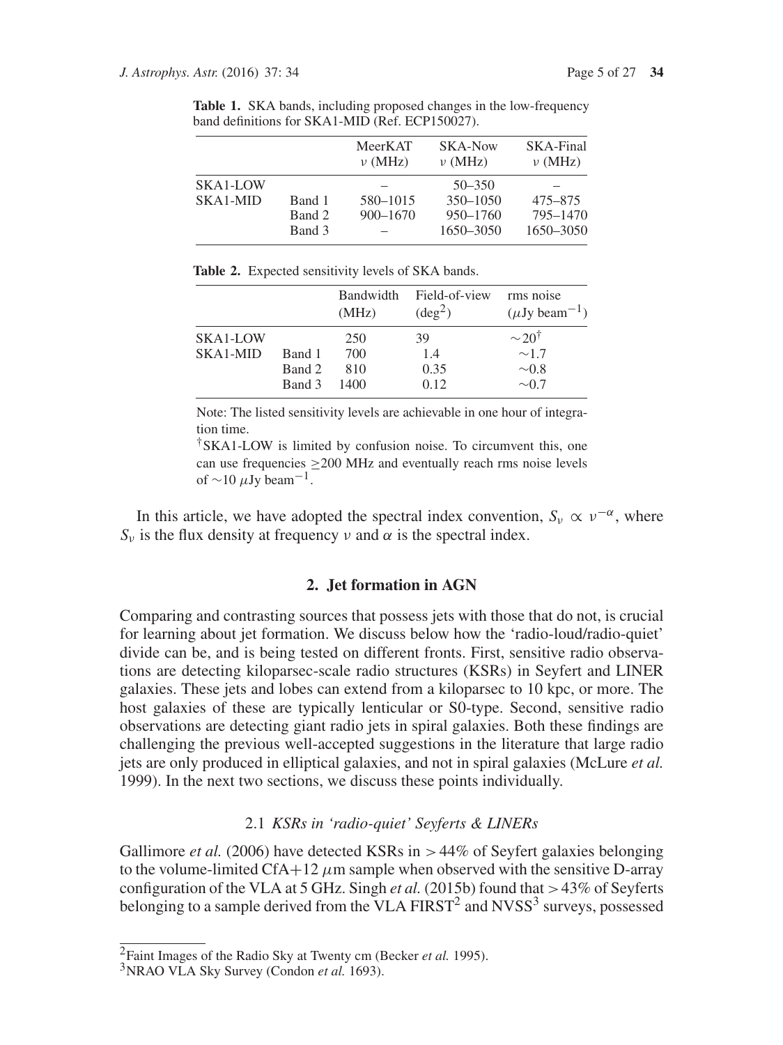**Table 1.** SKA bands, including proposed changes in the low-frequency band definitions for SKA1-MID (Ref. ECP150027).

| | | MeerKAT $\nu$ (MHz) | SKA-Now $\nu$ (MHz) | SKA-Final $\nu$ (MHz) |
|---|---|---|---|---|
| SKA1-LOW | | – | 50–350 | – |
| SKA1-MID | Band 1 | 580–1015 | 350–1050 | 475–875 |
| | Band 2 | 900–1670 | 950–1760 | 795–1470 |
| | Band 3 | – | 1650–3050 | 1650–3050 |

**Table 2.** Expected sensitivity levels of SKA bands.

| | | Bandwidth (MHz) | Field-of-view ($\mathrm{deg}^2$) | rms noise ($\mu$Jy $\mathrm{beam}^{-1}$) |
|---|---|---|---|---|
| SKA1-LOW | | 250 | 39 | $\sim 20^{\dagger}$ |
| SKA1-MID | Band 1 | 700 | 1.4 | $\sim 1.7$ |
| | Band 2 | 810 | 0.35 | $\sim 0.8$ |
| | Band 3 | 1400 | 0.12 | $\sim 0.7$ |

Note: The listed sensitivity levels are achievable in one hour of integration time.

$^{\dagger}$SKA1-LOW is limited by confusion noise. To circumvent this, one can use frequencies $\geq 200$ MHz and eventually reach rms noise levels of $\sim 10$ $\mu$Jy $\mathrm{beam}^{-1}$.

In this article, we have adopted the spectral index convention, $S_\nu \propto \nu^{-\alpha}$, where $S_\nu$ is the flux density at frequency $\nu$ and $\alpha$ is the spectral index.

## 2. Jet formation in AGN

Comparing and contrasting sources that possess jets with those that do not, is crucial for learning about jet formation. We discuss below how the 'radio-loud/radio-quiet' divide can be, and is being tested on different fronts. First, sensitive radio observations are detecting kiloparsec-scale radio structures (KSRs) in Seyfert and LINER galaxies. These jets and lobes can extend from a kiloparsec to 10 kpc, or more. The host galaxies of these are typically lenticular or S0-type. Second, sensitive radio observations are detecting giant radio jets in spiral galaxies. Both these findings are challenging the previous well-accepted suggestions in the literature that large radio jets are only produced in elliptical galaxies, and not in spiral galaxies (McLure *et al.* 1999). In the next two sections, we discuss these points individually.

### 2.1 *KSRs in 'radio-quiet' Seyferts & LINERs*

Gallimore *et al.* (2006) have detected KSRs in $> 44\%$ of Seyfert galaxies belonging to the volume-limited CfA+12 $\mu$m sample when observed with the sensitive D-array configuration of the VLA at 5 GHz. Singh *et al.* (2015b) found that $> 43\%$ of Seyferts belonging to a sample derived from the VLA FIRST[2] and NVSS[3] surveys, possessed

[2]Faint Images of the Radio Sky at Twenty cm (Becker *et al.* 1995).

[3]NRAO VLA Sky Survey (Condon *et al.* 1693).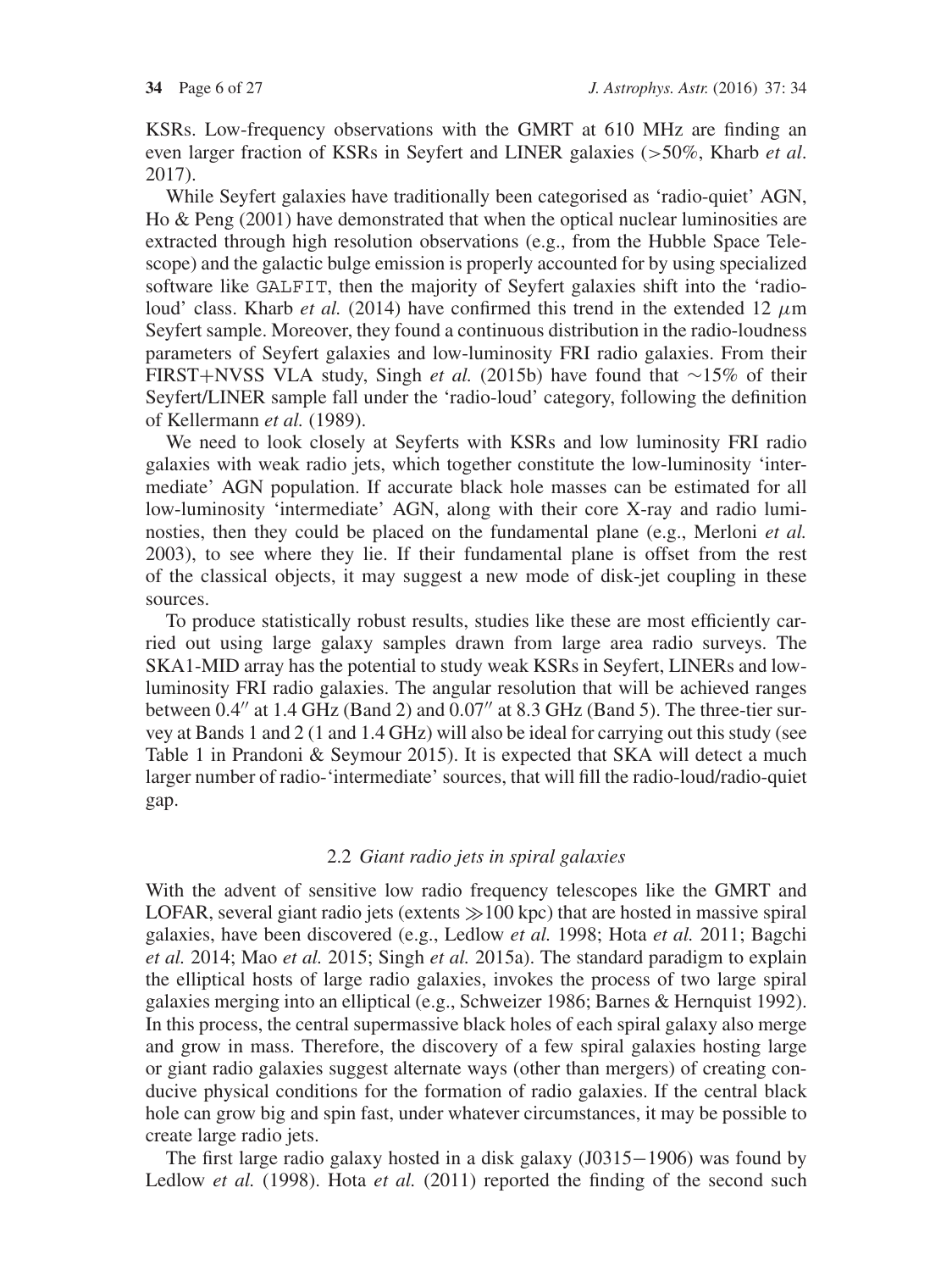KSRs. Low-frequency observations with the GMRT at 610 MHz are finding an even larger fraction of KSRs in Seyfert and LINER galaxies (>50%, Kharb *et al*. 2017).

While Seyfert galaxies have traditionally been categorised as 'radio-quiet' AGN, Ho & Peng (2001) have demonstrated that when the optical nuclear luminosities are extracted through high resolution observations (e.g., from the Hubble Space Telescope) and the galactic bulge emission is properly accounted for by using specialized software like GALFIT, then the majority of Seyfert galaxies shift into the 'radio-loud' class. Kharb *et al.* (2014) have confirmed this trend in the extended 12 $\mu$m Seyfert sample. Moreover, they found a continuous distribution in the radio-loudness parameters of Seyfert galaxies and low-luminosity FRI radio galaxies. From their FIRST+NVSS VLA study, Singh *et al.* (2015b) have found that $\sim$15% of their Seyfert/LINER sample fall under the 'radio-loud' category, following the definition of Kellermann *et al.* (1989).

We need to look closely at Seyferts with KSRs and low luminosity FRI radio galaxies with weak radio jets, which together constitute the low-luminosity 'intermediate' AGN population. If accurate black hole masses can be estimated for all low-luminosity 'intermediate' AGN, along with their core X-ray and radio luminosties, then they could be placed on the fundamental plane (e.g., Merloni *et al.* 2003), to see where they lie. If their fundamental plane is offset from the rest of the classical objects, it may suggest a new mode of disk-jet coupling in these sources.

To produce statistically robust results, studies like these are most efficiently carried out using large galaxy samples drawn from large area radio surveys. The SKA1-MID array has the potential to study weak KSRs in Seyfert, LINERs and low-luminosity FRI radio galaxies. The angular resolution that will be achieved ranges between $0.4''$ at 1.4 GHz (Band 2) and $0.07''$ at 8.3 GHz (Band 5). The three-tier survey at Bands 1 and 2 (1 and 1.4 GHz) will also be ideal for carrying out this study (see Table 1 in Prandoni & Seymour 2015). It is expected that SKA will detect a much larger number of radio-'intermediate' sources, that will fill the radio-loud/radio-quiet gap.

### 2.2 *Giant radio jets in spiral galaxies*

With the advent of sensitive low radio frequency telescopes like the GMRT and LOFAR, several giant radio jets (extents $\gg$100 kpc) that are hosted in massive spiral galaxies, have been discovered (e.g., Ledlow *et al.* 1998; Hota *et al.* 2011; Bagchi *et al.* 2014; Mao *et al.* 2015; Singh *et al.* 2015a). The standard paradigm to explain the elliptical hosts of large radio galaxies, invokes the process of two large spiral galaxies merging into an elliptical (e.g., Schweizer 1986; Barnes & Hernquist 1992). In this process, the central supermassive black holes of each spiral galaxy also merge and grow in mass. Therefore, the discovery of a few spiral galaxies hosting large or giant radio galaxies suggest alternate ways (other than mergers) of creating conducive physical conditions for the formation of radio galaxies. If the central black hole can grow big and spin fast, under whatever circumstances, it may be possible to create large radio jets.

The first large radio galaxy hosted in a disk galaxy (J0315−1906) was found by Ledlow *et al.* (1998). Hota *et al.* (2011) reported the finding of the second such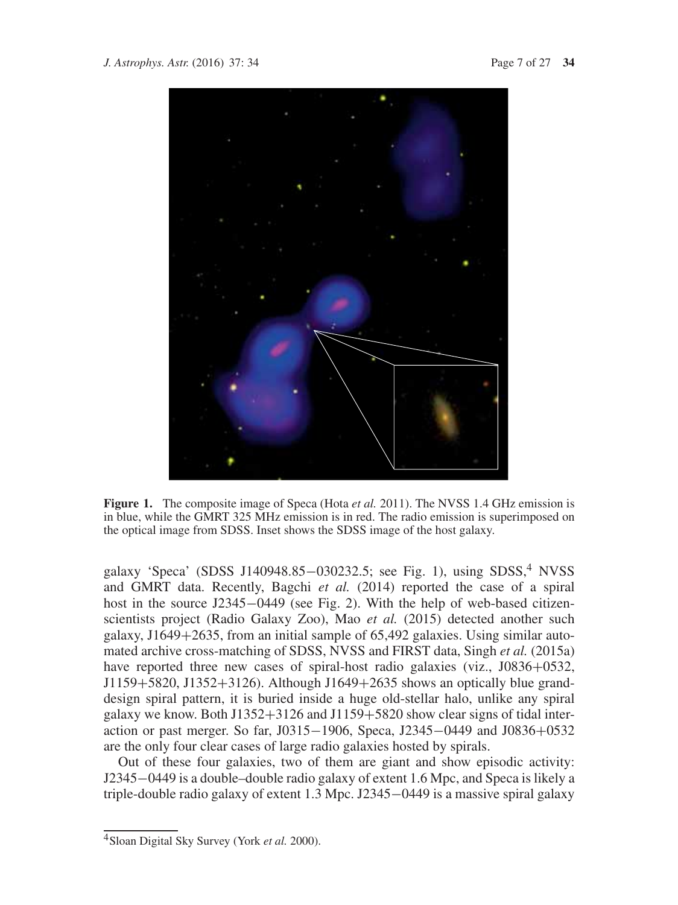**Figure 1.** The composite image of Speca (Hota *et al.* 2011). The NVSS 1.4 GHz emission is in blue, while the GMRT 325 MHz emission is in red. The radio emission is superimposed on the optical image from SDSS. Inset shows the SDSS image of the host galaxy.

galaxy 'Speca' (SDSS J140948.85−030232.5; see Fig. 1), using SDSS,[4] NVSS and GMRT data. Recently, Bagchi *et al.* (2014) reported the case of a spiral host in the source J2345−0449 (see Fig. 2). With the help of web-based citizen-scientists project (Radio Galaxy Zoo), Mao *et al.* (2015) detected another such galaxy, J1649+2635, from an initial sample of 65,492 galaxies. Using similar automated archive cross-matching of SDSS, NVSS and FIRST data, Singh *et al.* (2015a) have reported three new cases of spiral-host radio galaxies (viz., J0836+0532, J1159+5820, J1352+3126). Although J1649+2635 shows an optically blue grand-design spiral pattern, it is buried inside a huge old-stellar halo, unlike any spiral galaxy we know. Both J1352+3126 and J1159+5820 show clear signs of tidal interaction or past merger. So far, J0315−1906, Speca, J2345−0449 and J0836+0532 are the only four clear cases of large radio galaxies hosted by spirals.

Out of these four galaxies, two of them are giant and show episodic activity: J2345−0449 is a double–double radio galaxy of extent 1.6 Mpc, and Speca is likely a triple-double radio galaxy of extent 1.3 Mpc. J2345−0449 is a massive spiral galaxy

[4] Sloan Digital Sky Survey (York *et al.* 2000).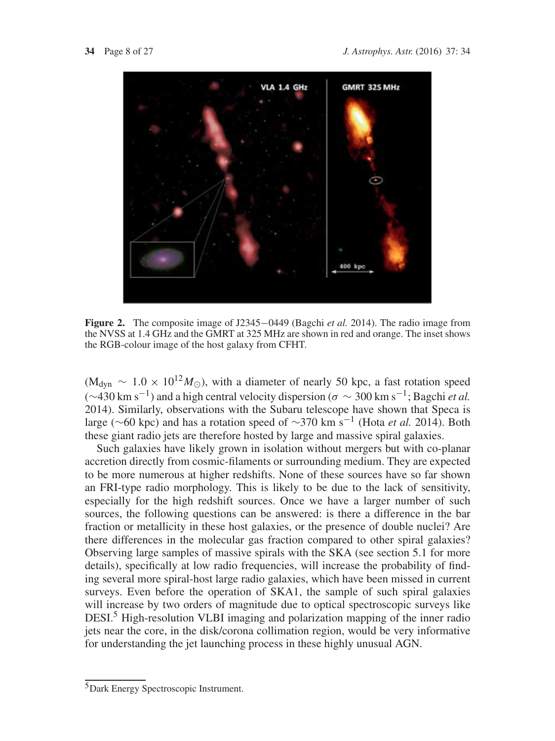**Figure 2.** The composite image of J2345−0449 (Bagchi *et al.* 2014). The radio image from the NVSS at 1.4 GHz and the GMRT at 325 MHz are shown in red and orange. The inset shows the RGB-colour image of the host galaxy from CFHT.

($M_{dyn} \sim 1.0 \times 10^{12} M_{\odot}$), with a diameter of nearly 50 kpc, a fast rotation speed ($\sim$430 km s$^{-1}$) and a high central velocity dispersion ($\sigma \sim 300$ km s$^{-1}$; Bagchi *et al.* 2014). Similarly, observations with the Subaru telescope have shown that Speca is large ($\sim$60 kpc) and has a rotation speed of $\sim$370 km s$^{-1}$ (Hota *et al.* 2014). Both these giant radio jets are therefore hosted by large and massive spiral galaxies.

Such galaxies have likely grown in isolation without mergers but with co-planar accretion directly from cosmic-filaments or surrounding medium. They are expected to be more numerous at higher redshifts. None of these sources have so far shown an FRI-type radio morphology. This is likely to be due to the lack of sensitivity, especially for the high redshift sources. Once we have a larger number of such sources, the following questions can be answered: is there a difference in the bar fraction or metallicity in these host galaxies, or the presence of double nuclei? Are there differences in the molecular gas fraction compared to other spiral galaxies? Observing large samples of massive spirals with the SKA (see section 5.1 for more details), specifically at low radio frequencies, will increase the probability of finding several more spiral-host large radio galaxies, which have been missed in current surveys. Even before the operation of SKA1, the sample of such spiral galaxies will increase by two orders of magnitude due to optical spectroscopic surveys like DESI.[5] High-resolution VLBI imaging and polarization mapping of the inner radio jets near the core, in the disk/corona collimation region, would be very informative for understanding the jet launching process in these highly unusual AGN.

[5]Dark Energy Spectroscopic Instrument.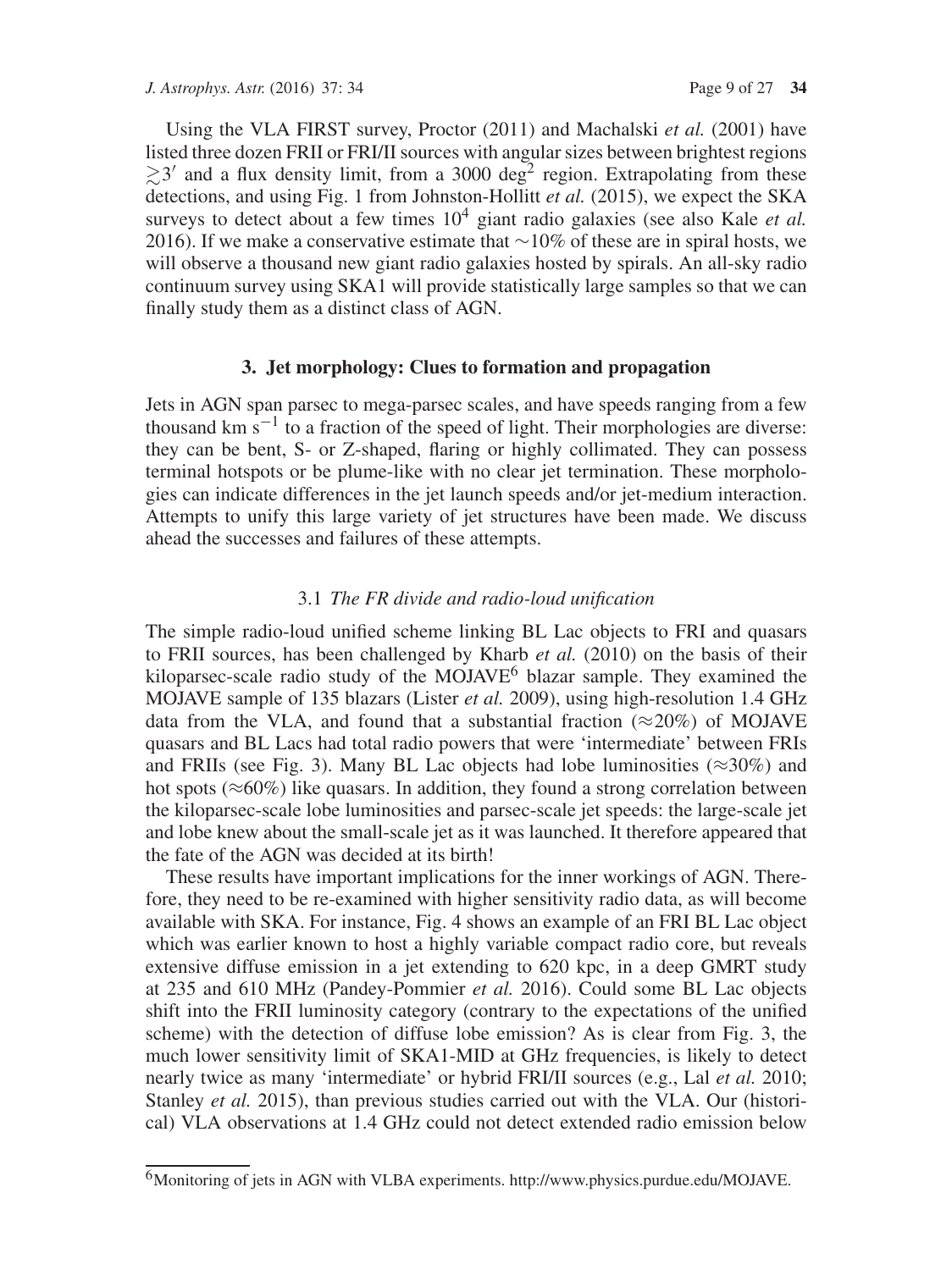Using the VLA FIRST survey, Proctor (2011) and Machalski *et al.* (2001) have listed three dozen FRII or FRI/II sources with angular sizes between brightest regions $\gtrsim 3'$ and a flux density limit, from a 3000 deg$^2$ region. Extrapolating from these detections, and using Fig. 1 from Johnston-Hollitt *et al.* (2015), we expect the SKA surveys to detect about a few times $10^4$ giant radio galaxies (see also Kale *et al.* 2016). If we make a conservative estimate that $\sim$10% of these are in spiral hosts, we will observe a thousand new giant radio galaxies hosted by spirals. An all-sky radio continuum survey using SKA1 will provide statistically large samples so that we can finally study them as a distinct class of AGN.

## 3. Jet morphology: Clues to formation and propagation

Jets in AGN span parsec to mega-parsec scales, and have speeds ranging from a few thousand km s$^{-1}$ to a fraction of the speed of light. Their morphologies are diverse: they can be bent, S- or Z-shaped, flaring or highly collimated. They can possess terminal hotspots or be plume-like with no clear jet termination. These morphologies can indicate differences in the jet launch speeds and/or jet-medium interaction. Attempts to unify this large variety of jet structures have been made. We discuss ahead the successes and failures of these attempts.

### 3.1 *The FR divide and radio-loud unification*

The simple radio-loud unified scheme linking BL Lac objects to FRI and quasars to FRII sources, has been challenged by Kharb *et al.* (2010) on the basis of their kiloparsec-scale radio study of the MOJAVE[6] blazar sample. They examined the MOJAVE sample of 135 blazars (Lister *et al.* 2009), using high-resolution 1.4 GHz data from the VLA, and found that a substantial fraction ($\approx$20%) of MOJAVE quasars and BL Lacs had total radio powers that were 'intermediate' between FRIs and FRIIs (see Fig. 3). Many BL Lac objects had lobe luminosities ($\approx$30%) and hot spots ($\approx$60%) like quasars. In addition, they found a strong correlation between the kiloparsec-scale lobe luminosities and parsec-scale jet speeds: the large-scale jet and lobe knew about the small-scale jet as it was launched. It therefore appeared that the fate of the AGN was decided at its birth!

These results have important implications for the inner workings of AGN. Therefore, they need to be re-examined with higher sensitivity radio data, as will become available with SKA. For instance, Fig. 4 shows an example of an FRI BL Lac object which was earlier known to host a highly variable compact radio core, but reveals extensive diffuse emission in a jet extending to 620 kpc, in a deep GMRT study at 235 and 610 MHz (Pandey-Pommier *et al.* 2016). Could some BL Lac objects shift into the FRII luminosity category (contrary to the expectations of the unified scheme) with the detection of diffuse lobe emission? As is clear from Fig. 3, the much lower sensitivity limit of SKA1-MID at GHz frequencies, is likely to detect nearly twice as many 'intermediate' or hybrid FRI/II sources (e.g., Lal *et al.* 2010; Stanley *et al.* 2015), than previous studies carried out with the VLA. Our (historical) VLA observations at 1.4 GHz could not detect extended radio emission below

[6] Monitoring of jets in AGN with VLBA experiments. http://www.physics.purdue.edu/MOJAVE.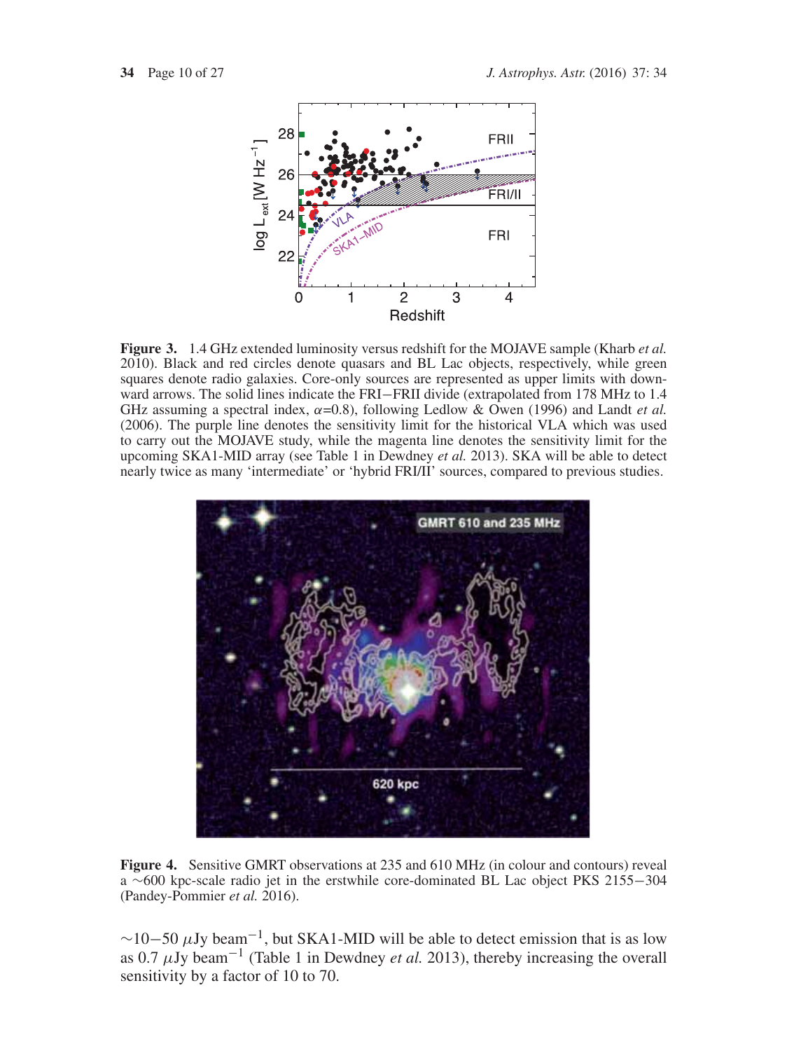**Figure 3.** 1.4 GHz extended luminosity versus redshift for the MOJAVE sample (Kharb *et al.* 2010). Black and red circles denote quasars and BL Lac objects, respectively, while green squares denote radio galaxies. Core-only sources are represented as upper limits with downward arrows. The solid lines indicate the FRI−FRII divide (extrapolated from 178 MHz to 1.4 GHz assuming a spectral index, $\alpha$=0.8), following Ledlow & Owen (1996) and Landt *et al.* (2006). The purple line denotes the sensitivity limit for the historical VLA which was used to carry out the MOJAVE study, while the magenta line denotes the sensitivity limit for the upcoming SKA1-MID array (see Table 1 in Dewdney *et al.* 2013). SKA will be able to detect nearly twice as many 'intermediate' or 'hybrid FRI/II' sources, compared to previous studies.

**Figure 4.** Sensitive GMRT observations at 235 and 610 MHz (in colour and contours) reveal a ∼600 kpc-scale radio jet in the erstwhile core-dominated BL Lac object PKS 2155−304 (Pandey-Pommier *et al.* 2016).

∼10−50 $\mu$Jy beam$^{-1}$, but SKA1-MID will be able to detect emission that is as low as 0.7 $\mu$Jy beam$^{-1}$ (Table 1 in Dewdney *et al.* 2013), thereby increasing the overall sensitivity by a factor of 10 to 70.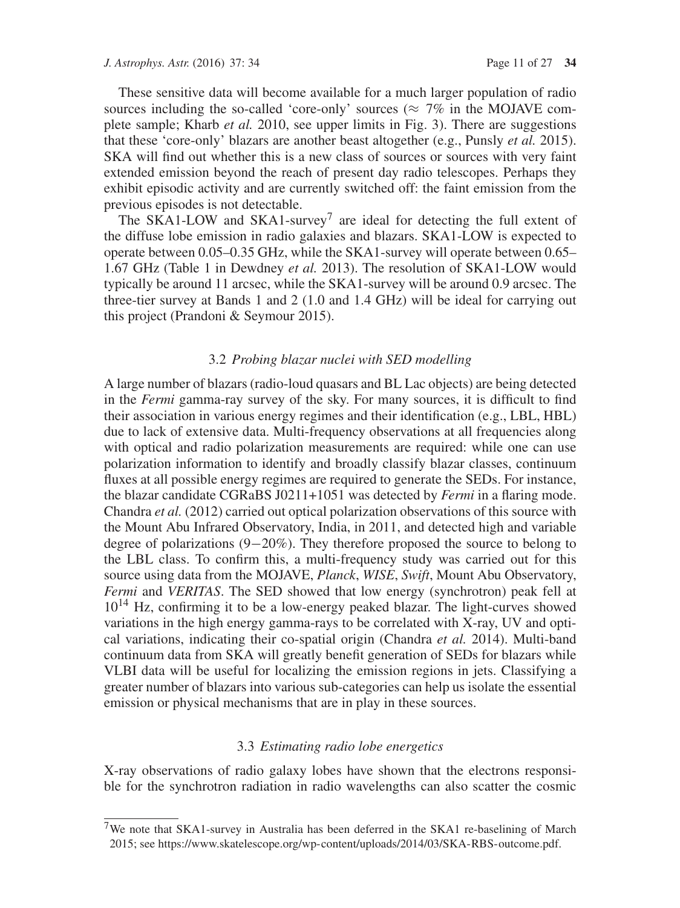These sensitive data will become available for a much larger population of radio sources including the so-called 'core-only' sources ($\approx$ 7% in the MOJAVE complete sample; Kharb *et al.* 2010, see upper limits in Fig. 3). There are suggestions that these 'core-only' blazars are another beast altogether (e.g., Punsly *et al.* 2015). SKA will find out whether this is a new class of sources or sources with very faint extended emission beyond the reach of present day radio telescopes. Perhaps they exhibit episodic activity and are currently switched off: the faint emission from the previous episodes is not detectable.

The SKA1-LOW and SKA1-survey[7] are ideal for detecting the full extent of the diffuse lobe emission in radio galaxies and blazars. SKA1-LOW is expected to operate between 0.05–0.35 GHz, while the SKA1-survey will operate between 0.65–1.67 GHz (Table 1 in Dewdney *et al.* 2013). The resolution of SKA1-LOW would typically be around 11 arcsec, while the SKA1-survey will be around 0.9 arcsec. The three-tier survey at Bands 1 and 2 (1.0 and 1.4 GHz) will be ideal for carrying out this project (Prandoni & Seymour 2015).

### 3.2 *Probing blazar nuclei with SED modelling*

A large number of blazars (radio-loud quasars and BL Lac objects) are being detected in the *Fermi* gamma-ray survey of the sky. For many sources, it is difficult to find their association in various energy regimes and their identification (e.g., LBL, HBL) due to lack of extensive data. Multi-frequency observations at all frequencies along with optical and radio polarization measurements are required: while one can use polarization information to identify and broadly classify blazar classes, continuum fluxes at all possible energy regimes are required to generate the SEDs. For instance, the blazar candidate CGRaBS J0211+1051 was detected by *Fermi* in a flaring mode. Chandra *et al.* (2012) carried out optical polarization observations of this source with the Mount Abu Infrared Observatory, India, in 2011, and detected high and variable degree of polarizations ($9-20$%). They therefore proposed the source to belong to the LBL class. To confirm this, a multi-frequency study was carried out for this source using data from the MOJAVE, *Planck*, *WISE*, *Swift*, Mount Abu Observatory, *Fermi* and *VERITAS*. The SED showed that low energy (synchrotron) peak fell at $10^{14}$ Hz, confirming it to be a low-energy peaked blazar. The light-curves showed variations in the high energy gamma-rays to be correlated with X-ray, UV and optical variations, indicating their co-spatial origin (Chandra *et al.* 2014). Multi-band continuum data from SKA will greatly benefit generation of SEDs for blazars while VLBI data will be useful for localizing the emission regions in jets. Classifying a greater number of blazars into various sub-categories can help us isolate the essential emission or physical mechanisms that are in play in these sources.

### 3.3 *Estimating radio lobe energetics*

X-ray observations of radio galaxy lobes have shown that the electrons responsible for the synchrotron radiation in radio wavelengths can also scatter the cosmic

[7] We note that SKA1-survey in Australia has been deferred in the SKA1 re-baselining of March 2015; see https://www.skatelescope.org/wp-content/uploads/2014/03/SKA-RBS-outcome.pdf.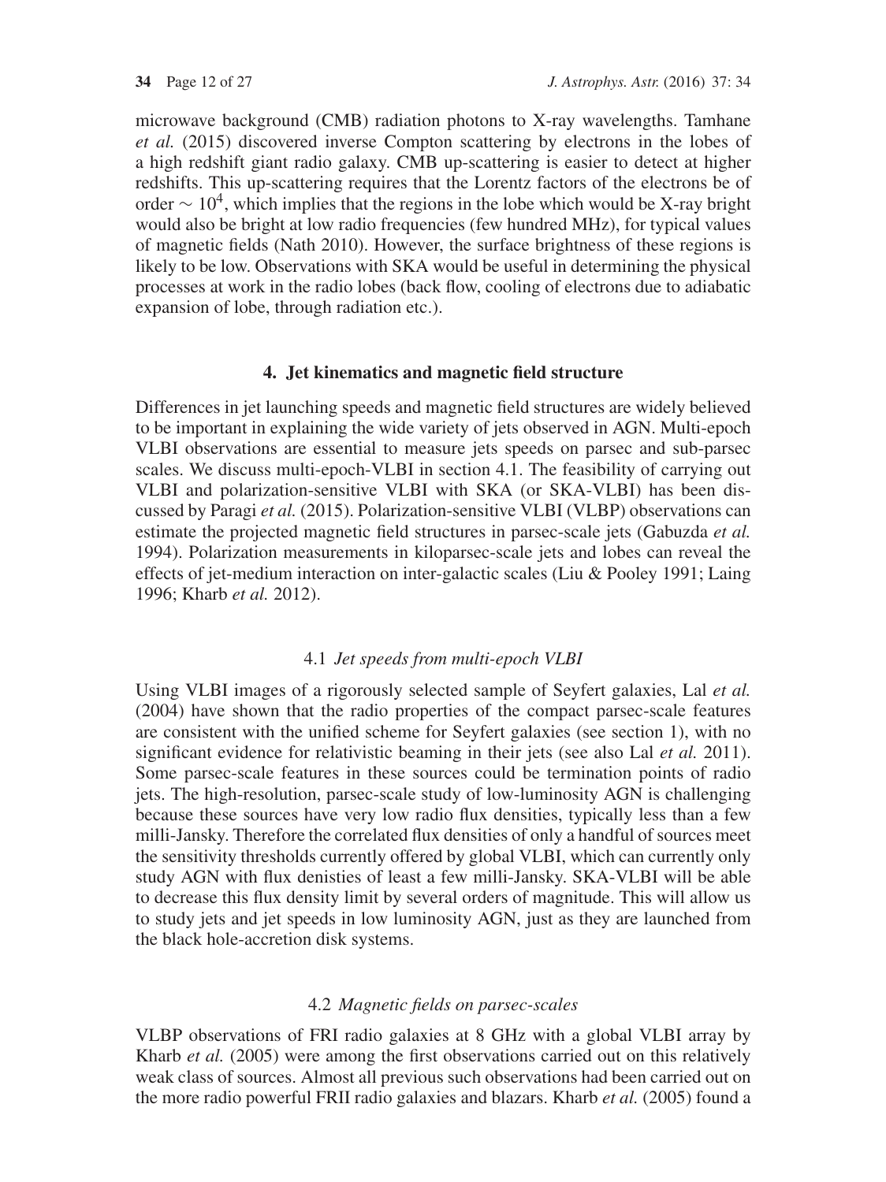microwave background (CMB) radiation photons to X-ray wavelengths. Tamhane *et al.* (2015) discovered inverse Compton scattering by electrons in the lobes of a high redshift giant radio galaxy. CMB up-scattering is easier to detect at higher redshifts. This up-scattering requires that the Lorentz factors of the electrons be of order $\sim 10^4$, which implies that the regions in the lobe which would be X-ray bright would also be bright at low radio frequencies (few hundred MHz), for typical values of magnetic fields (Nath 2010). However, the surface brightness of these regions is likely to be low. Observations with SKA would be useful in determining the physical processes at work in the radio lobes (back flow, cooling of electrons due to adiabatic expansion of lobe, through radiation etc.).

## 4. Jet kinematics and magnetic field structure

Differences in jet launching speeds and magnetic field structures are widely believed to be important in explaining the wide variety of jets observed in AGN. Multi-epoch VLBI observations are essential to measure jets speeds on parsec and sub-parsec scales. We discuss multi-epoch-VLBI in section 4.1. The feasibility of carrying out VLBI and polarization-sensitive VLBI with SKA (or SKA-VLBI) has been discussed by Paragi *et al.* (2015). Polarization-sensitive VLBI (VLBP) observations can estimate the projected magnetic field structures in parsec-scale jets (Gabuzda *et al.* 1994). Polarization measurements in kiloparsec-scale jets and lobes can reveal the effects of jet-medium interaction on inter-galactic scales (Liu & Pooley 1991; Laing 1996; Kharb *et al.* 2012).

### 4.1 *Jet speeds from multi-epoch VLBI*

Using VLBI images of a rigorously selected sample of Seyfert galaxies, Lal *et al.* (2004) have shown that the radio properties of the compact parsec-scale features are consistent with the unified scheme for Seyfert galaxies (see section 1), with no significant evidence for relativistic beaming in their jets (see also Lal *et al.* 2011). Some parsec-scale features in these sources could be termination points of radio jets. The high-resolution, parsec-scale study of low-luminosity AGN is challenging because these sources have very low radio flux densities, typically less than a few milli-Jansky. Therefore the correlated flux densities of only a handful of sources meet the sensitivity thresholds currently offered by global VLBI, which can currently only study AGN with flux denisties of least a few milli-Jansky. SKA-VLBI will be able to decrease this flux density limit by several orders of magnitude. This will allow us to study jets and jet speeds in low luminosity AGN, just as they are launched from the black hole-accretion disk systems.

### 4.2 *Magnetic fields on parsec-scales*

VLBP observations of FRI radio galaxies at 8 GHz with a global VLBI array by Kharb *et al.* (2005) were among the first observations carried out on this relatively weak class of sources. Almost all previous such observations had been carried out on the more radio powerful FRII radio galaxies and blazars. Kharb *et al.* (2005) found a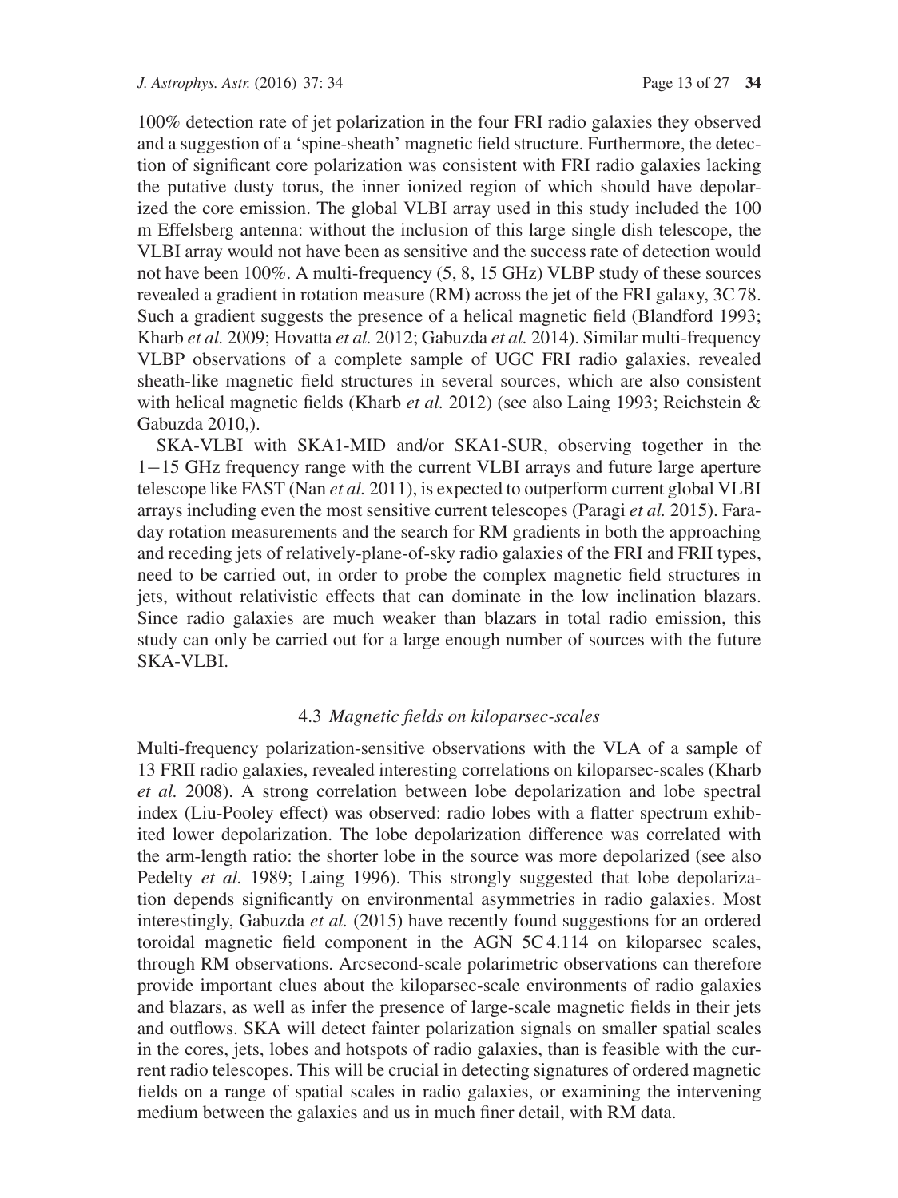100% detection rate of jet polarization in the four FRI radio galaxies they observed and a suggestion of a 'spine-sheath' magnetic field structure. Furthermore, the detection of significant core polarization was consistent with FRI radio galaxies lacking the putative dusty torus, the inner ionized region of which should have depolarized the core emission. The global VLBI array used in this study included the 100 m Effelsberg antenna: without the inclusion of this large single dish telescope, the VLBI array would not have been as sensitive and the success rate of detection would not have been 100%. A multi-frequency (5, 8, 15 GHz) VLBP study of these sources revealed a gradient in rotation measure (RM) across the jet of the FRI galaxy, 3C 78. Such a gradient suggests the presence of a helical magnetic field (Blandford 1993; Kharb *et al.* 2009; Hovatta *et al.* 2012; Gabuzda *et al.* 2014). Similar multi-frequency VLBP observations of a complete sample of UGC FRI radio galaxies, revealed sheath-like magnetic field structures in several sources, which are also consistent with helical magnetic fields (Kharb *et al.* 2012) (see also Laing 1993; Reichstein & Gabuzda 2010,).

SKA-VLBI with SKA1-MID and/or SKA1-SUR, observing together in the 1−15 GHz frequency range with the current VLBI arrays and future large aperture telescope like FAST (Nan *et al.* 2011), is expected to outperform current global VLBI arrays including even the most sensitive current telescopes (Paragi *et al.* 2015). Faraday rotation measurements and the search for RM gradients in both the approaching and receding jets of relatively-plane-of-sky radio galaxies of the FRI and FRII types, need to be carried out, in order to probe the complex magnetic field structures in jets, without relativistic effects that can dominate in the low inclination blazars. Since radio galaxies are much weaker than blazars in total radio emission, this study can only be carried out for a large enough number of sources with the future SKA-VLBI.

### 4.3 *Magnetic fields on kiloparsec-scales*

Multi-frequency polarization-sensitive observations with the VLA of a sample of 13 FRII radio galaxies, revealed interesting correlations on kiloparsec-scales (Kharb *et al.* 2008). A strong correlation between lobe depolarization and lobe spectral index (Liu-Pooley effect) was observed: radio lobes with a flatter spectrum exhibited lower depolarization. The lobe depolarization difference was correlated with the arm-length ratio: the shorter lobe in the source was more depolarized (see also Pedelty *et al.* 1989; Laing 1996). This strongly suggested that lobe depolarization depends significantly on environmental asymmetries in radio galaxies. Most interestingly, Gabuzda *et al.* (2015) have recently found suggestions for an ordered toroidal magnetic field component in the AGN 5C 4.114 on kiloparsec scales, through RM observations. Arcsecond-scale polarimetric observations can therefore provide important clues about the kiloparsec-scale environments of radio galaxies and blazars, as well as infer the presence of large-scale magnetic fields in their jets and outflows. SKA will detect fainter polarization signals on smaller spatial scales in the cores, jets, lobes and hotspots of radio galaxies, than is feasible with the current radio telescopes. This will be crucial in detecting signatures of ordered magnetic fields on a range of spatial scales in radio galaxies, or examining the intervening medium between the galaxies and us in much finer detail, with RM data.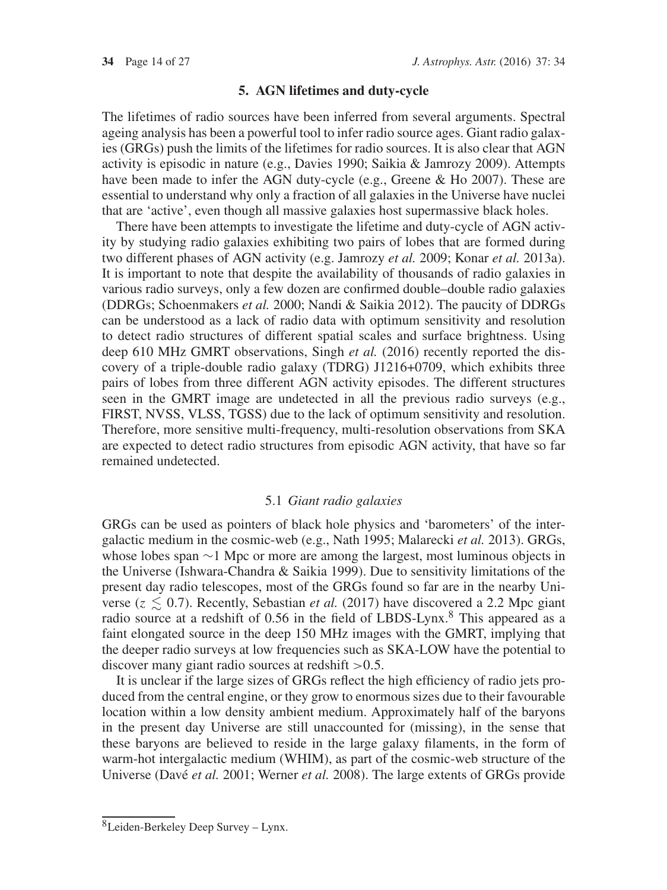## 5. AGN lifetimes and duty-cycle

The lifetimes of radio sources have been inferred from several arguments. Spectral ageing analysis has been a powerful tool to infer radio source ages. Giant radio galaxies (GRGs) push the limits of the lifetimes for radio sources. It is also clear that AGN activity is episodic in nature (e.g., Davies 1990; Saikia & Jamrozy 2009). Attempts have been made to infer the AGN duty-cycle (e.g., Greene & Ho 2007). These are essential to understand why only a fraction of all galaxies in the Universe have nuclei that are 'active', even though all massive galaxies host supermassive black holes.

There have been attempts to investigate the lifetime and duty-cycle of AGN activity by studying radio galaxies exhibiting two pairs of lobes that are formed during two different phases of AGN activity (e.g. Jamrozy *et al.* 2009; Konar *et al.* 2013a). It is important to note that despite the availability of thousands of radio galaxies in various radio surveys, only a few dozen are confirmed double–double radio galaxies (DDRGs; Schoenmakers *et al.* 2000; Nandi & Saikia 2012). The paucity of DDRGs can be understood as a lack of radio data with optimum sensitivity and resolution to detect radio structures of different spatial scales and surface brightness. Using deep 610 MHz GMRT observations, Singh *et al.* (2016) recently reported the discovery of a triple-double radio galaxy (TDRG) J1216+0709, which exhibits three pairs of lobes from three different AGN activity episodes. The different structures seen in the GMRT image are undetected in all the previous radio surveys (e.g., FIRST, NVSS, VLSS, TGSS) due to the lack of optimum sensitivity and resolution. Therefore, more sensitive multi-frequency, multi-resolution observations from SKA are expected to detect radio structures from episodic AGN activity, that have so far remained undetected.

### 5.1 *Giant radio galaxies*

GRGs can be used as pointers of black hole physics and 'barometers' of the intergalactic medium in the cosmic-web (e.g., Nath 1995; Malarecki *et al.* 2013). GRGs, whose lobes span $\sim$1 Mpc or more are among the largest, most luminous objects in the Universe (Ishwara-Chandra & Saikia 1999). Due to sensitivity limitations of the present day radio telescopes, most of the GRGs found so far are in the nearby Universe ($z \lesssim 0.7$). Recently, Sebastian *et al.* (2017) have discovered a 2.2 Mpc giant radio source at a redshift of 0.56 in the field of LBDS-Lynx.[8] This appeared as a faint elongated source in the deep 150 MHz images with the GMRT, implying that the deeper radio surveys at low frequencies such as SKA-LOW have the potential to discover many giant radio sources at redshift >0.5.

It is unclear if the large sizes of GRGs reflect the high efficiency of radio jets produced from the central engine, or they grow to enormous sizes due to their favourable location within a low density ambient medium. Approximately half of the baryons in the present day Universe are still unaccounted for (missing), in the sense that these baryons are believed to reside in the large galaxy filaments, in the form of warm-hot intergalactic medium (WHIM), as part of the cosmic-web structure of the Universe (Davé *et al.* 2001; Werner *et al.* 2008). The large extents of GRGs provide

[8] Leiden-Berkeley Deep Survey – Lynx.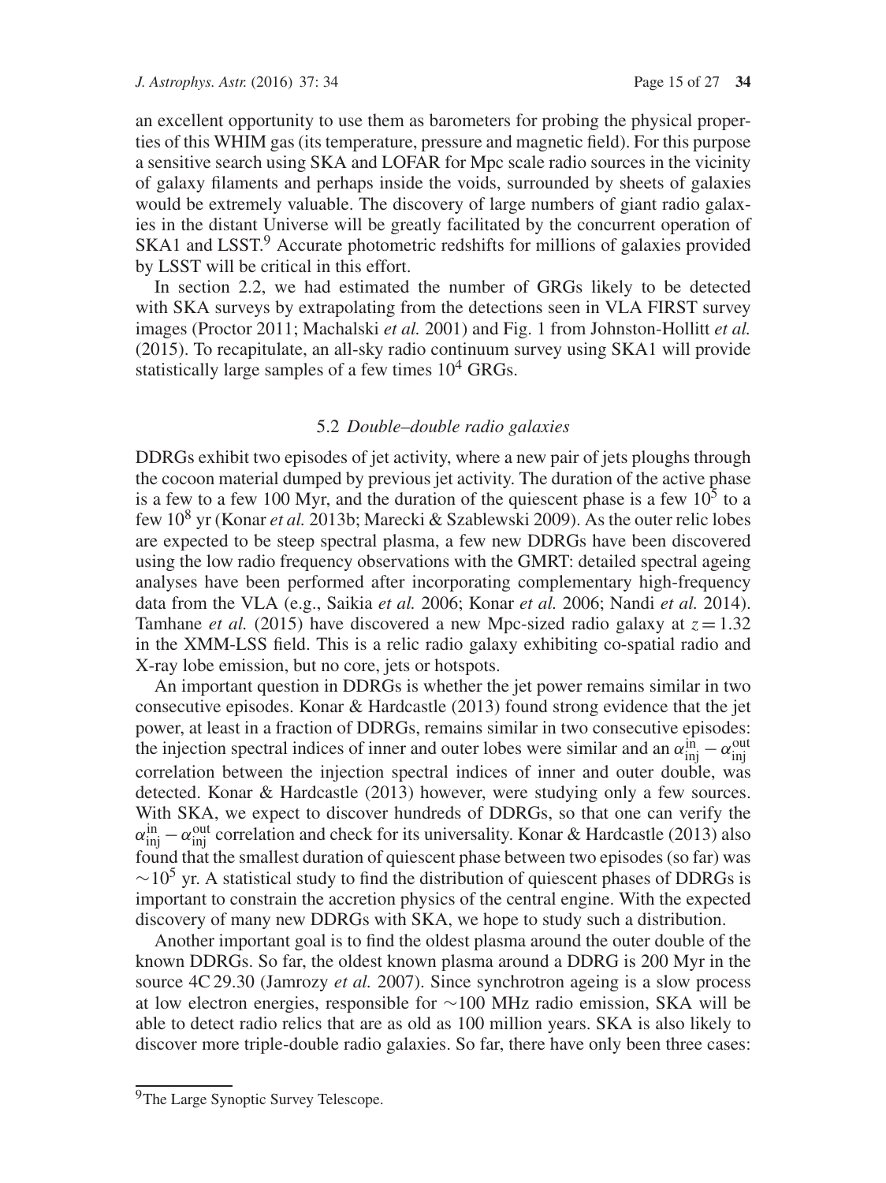an excellent opportunity to use them as barometers for probing the physical properties of this WHIM gas (its temperature, pressure and magnetic field). For this purpose a sensitive search using SKA and LOFAR for Mpc scale radio sources in the vicinity of galaxy filaments and perhaps inside the voids, surrounded by sheets of galaxies would be extremely valuable. The discovery of large numbers of giant radio galaxies in the distant Universe will be greatly facilitated by the concurrent operation of SKA1 and LSST.[9] Accurate photometric redshifts for millions of galaxies provided by LSST will be critical in this effort.

In section 2.2, we had estimated the number of GRGs likely to be detected with SKA surveys by extrapolating from the detections seen in VLA FIRST survey images (Proctor 2011; Machalski *et al.* 2001) and Fig. 1 from Johnston-Hollitt *et al.* (2015). To recapitulate, an all-sky radio continuum survey using SKA1 will provide statistically large samples of a few times $10^4$ GRGs.

### 5.2 *Double–double radio galaxies*

DDRGs exhibit two episodes of jet activity, where a new pair of jets ploughs through the cocoon material dumped by previous jet activity. The duration of the active phase is a few to a few 100 Myr, and the duration of the quiescent phase is a few $10^5$ to a few $10^8$ yr (Konar *et al.* 2013b; Marecki & Szablewski 2009). As the outer relic lobes are expected to be steep spectral plasma, a few new DDRGs have been discovered using the low radio frequency observations with the GMRT: detailed spectral ageing analyses have been performed after incorporating complementary high-frequency data from the VLA (e.g., Saikia *et al.* 2006; Konar *et al.* 2006; Nandi *et al.* 2014). Tamhane *et al.* (2015) have discovered a new Mpc-sized radio galaxy at $z = 1.32$ in the XMM-LSS field. This is a relic radio galaxy exhibiting co-spatial radio and X-ray lobe emission, but no core, jets or hotspots.

An important question in DDRGs is whether the jet power remains similar in two consecutive episodes. Konar & Hardcastle (2013) found strong evidence that the jet power, at least in a fraction of DDRGs, remains similar in two consecutive episodes: the injection spectral indices of inner and outer lobes were similar and an $\alpha_{\rm inj}^{\rm in} - \alpha_{\rm inj}^{\rm out}$ correlation between the injection spectral indices of inner and outer double, was detected. Konar & Hardcastle (2013) however, were studying only a few sources. With SKA, we expect to discover hundreds of DDRGs, so that one can verify the $\alpha_{\rm inj}^{\rm in} - \alpha_{\rm inj}^{\rm out}$ correlation and check for its universality. Konar & Hardcastle (2013) also found that the smallest duration of quiescent phase between two episodes (so far) was $\sim 10^5$ yr. A statistical study to find the distribution of quiescent phases of DDRGs is important to constrain the accretion physics of the central engine. With the expected discovery of many new DDRGs with SKA, we hope to study such a distribution.

Another important goal is to find the oldest plasma around the outer double of the known DDRGs. So far, the oldest known plasma around a DDRG is 200 Myr in the source 4C 29.30 (Jamrozy *et al.* 2007). Since synchrotron ageing is a slow process at low electron energies, responsible for $\sim$100 MHz radio emission, SKA will be able to detect radio relics that are as old as 100 million years. SKA is also likely to discover more triple-double radio galaxies. So far, there have only been three cases:

---

[9] The Large Synoptic Survey Telescope.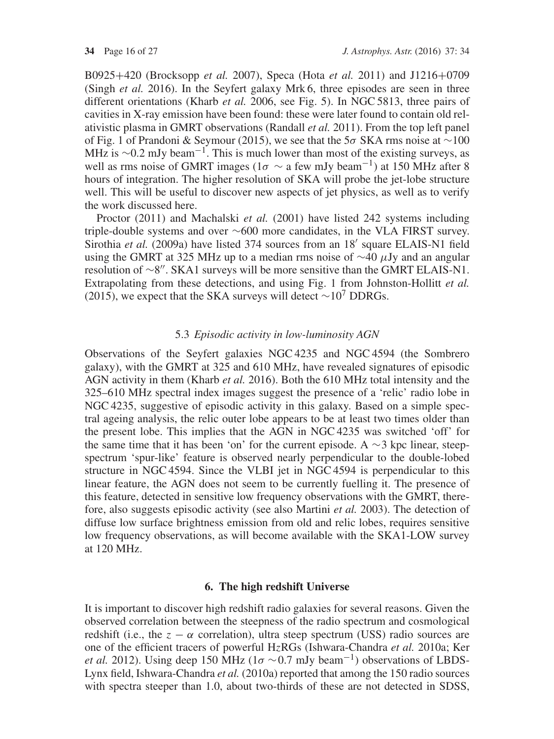B0925+420 (Brocksopp *et al.* 2007), Speca (Hota *et al.* 2011) and J1216+0709 (Singh *et al.* 2016). In the Seyfert galaxy Mrk 6, three episodes are seen in three different orientations (Kharb *et al.* 2006, see Fig. 5). In NGC 5813, three pairs of cavities in X-ray emission have been found: these were later found to contain old relativistic plasma in GMRT observations (Randall *et al.* 2011). From the top left panel of Fig. 1 of Prandoni & Seymour (2015), we see that the $5\sigma$ SKA rms noise at $\sim$100 MHz is $\sim$0.2 mJy beam$^{-1}$. This is much lower than most of the existing surveys, as well as rms noise of GMRT images ($1\sigma \sim$ a few mJy beam$^{-1}$) at 150 MHz after 8 hours of integration. The higher resolution of SKA will probe the jet-lobe structure well. This will be useful to discover new aspects of jet physics, as well as to verify the work discussed here.

Proctor (2011) and Machalski *et al.* (2001) have listed 242 systems including triple-double systems and over $\sim$600 more candidates, in the VLA FIRST survey. Sirothia *et al.* (2009a) have listed 374 sources from an $18'$ square ELAIS-N1 field using the GMRT at 325 MHz up to a median rms noise of $\sim$40 $\mu$Jy and an angular resolution of $\sim 8''$. SKA1 surveys will be more sensitive than the GMRT ELAIS-N1. Extrapolating from these detections, and using Fig. 1 from Johnston-Hollitt *et al.* (2015), we expect that the SKA surveys will detect $\sim 10^7$ DDRGs.

### 5.3 *Episodic activity in low-luminosity AGN*

Observations of the Seyfert galaxies NGC 4235 and NGC 4594 (the Sombrero galaxy), with the GMRT at 325 and 610 MHz, have revealed signatures of episodic AGN activity in them (Kharb *et al.* 2016). Both the 610 MHz total intensity and the 325–610 MHz spectral index images suggest the presence of a 'relic' radio lobe in NGC 4235, suggestive of episodic activity in this galaxy. Based on a simple spectral ageing analysis, the relic outer lobe appears to be at least two times older than the present lobe. This implies that the AGN in NGC 4235 was switched 'off' for the same time that it has been 'on' for the current episode. A $\sim$3 kpc linear, steep-spectrum 'spur-like' feature is observed nearly perpendicular to the double-lobed structure in NGC 4594. Since the VLBI jet in NGC 4594 is perpendicular to this linear feature, the AGN does not seem to be currently fuelling it. The presence of this feature, detected in sensitive low frequency observations with the GMRT, therefore, also suggests episodic activity (see also Martini *et al.* 2003). The detection of diffuse low surface brightness emission from old and relic lobes, requires sensitive low frequency observations, as will become available with the SKA1-LOW survey at 120 MHz.

## 6. The high redshift Universe

It is important to discover high redshift radio galaxies for several reasons. Given the observed correlation between the steepness of the radio spectrum and cosmological redshift (i.e., the $z - \alpha$ correlation), ultra steep spectrum (USS) radio sources are one of the efficient tracers of powerful H$z$RGs (Ishwara-Chandra *et al.* 2010a; Ker *et al.* 2012). Using deep 150 MHz ($1\sigma \sim$0.7 mJy beam$^{-1}$) observations of LBDS-Lynx field, Ishwara-Chandra *et al.* (2010a) reported that among the 150 radio sources with spectra steeper than 1.0, about two-thirds of these are not detected in SDSS,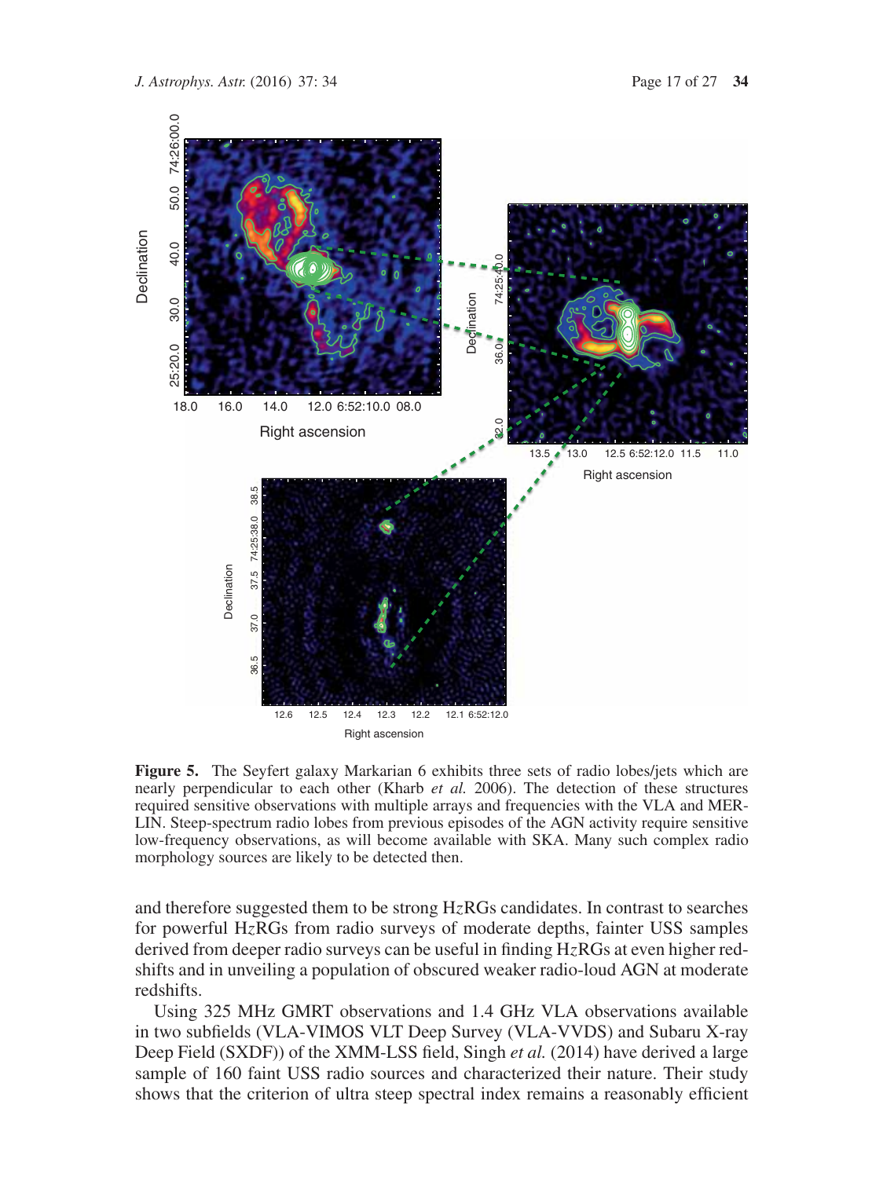**Figure 5.** The Seyfert galaxy Markarian 6 exhibits three sets of radio lobes/jets which are nearly perpendicular to each other (Kharb *et al.* 2006). The detection of these structures required sensitive observations with multiple arrays and frequencies with the VLA and MERLIN. Steep-spectrum radio lobes from previous episodes of the AGN activity require sensitive low-frequency observations, as will become available with SKA. Many such complex radio morphology sources are likely to be detected then.

and therefore suggested them to be strong H$z$RGs candidates. In contrast to searches for powerful H$z$RGs from radio surveys of moderate depths, fainter USS samples derived from deeper radio surveys can be useful in finding H$z$RGs at even higher redshifts and in unveiling a population of obscured weaker radio-loud AGN at moderate redshifts.

Using 325 MHz GMRT observations and 1.4 GHz VLA observations available in two subfields (VLA-VIMOS VLT Deep Survey (VLA-VVDS) and Subaru X-ray Deep Field (SXDF)) of the XMM-LSS field, Singh *et al.* (2014) have derived a large sample of 160 faint USS radio sources and characterized their nature. Their study shows that the criterion of ultra steep spectral index remains a reasonably efficient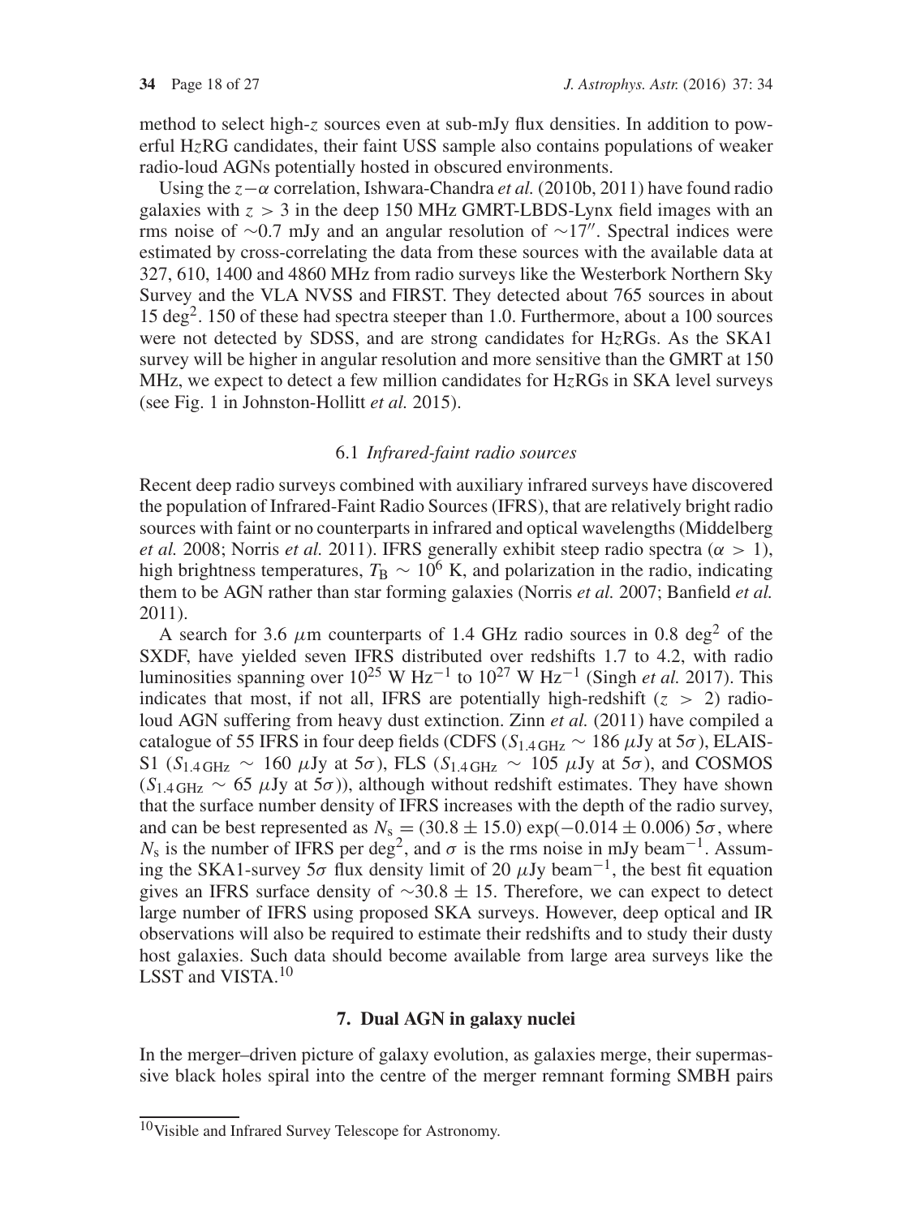method to select high-$z$ sources even at sub-mJy flux densities. In addition to powerful H$z$RG candidates, their faint USS sample also contains populations of weaker radio-loud AGNs potentially hosted in obscured environments.

Using the $z-\alpha$ correlation, Ishwara-Chandra *et al.* (2010b, 2011) have found radio galaxies with $z > 3$ in the deep 150 MHz GMRT-LBDS-Lynx field images with an rms noise of $\sim$0.7 mJy and an angular resolution of $\sim 17''$. Spectral indices were estimated by cross-correlating the data from these sources with the available data at 327, 610, 1400 and 4860 MHz from radio surveys like the Westerbork Northern Sky Survey and the VLA NVSS and FIRST. They detected about 765 sources in about 15 deg$^2$. 150 of these had spectra steeper than 1.0. Furthermore, about a 100 sources were not detected by SDSS, and are strong candidates for H$z$RGs. As the SKA1 survey will be higher in angular resolution and more sensitive than the GMRT at 150 MHz, we expect to detect a few million candidates for H$z$RGs in SKA level surveys (see Fig. 1 in Johnston-Hollitt *et al.* 2015).

### 6.1 *Infrared-faint radio sources*

Recent deep radio surveys combined with auxiliary infrared surveys have discovered the population of Infrared-Faint Radio Sources (IFRS), that are relatively bright radio sources with faint or no counterparts in infrared and optical wavelengths (Middelberg *et al.* 2008; Norris *et al.* 2011). IFRS generally exhibit steep radio spectra ($\alpha > 1$), high brightness temperatures, $T_B \sim 10^6$ K, and polarization in the radio, indicating them to be AGN rather than star forming galaxies (Norris *et al.* 2007; Banfield *et al.* 2011).

A search for 3.6 $\mu$m counterparts of 1.4 GHz radio sources in 0.8 deg$^2$ of the SXDF, have yielded seven IFRS distributed over redshifts 1.7 to 4.2, with radio luminosities spanning over $10^{25}$ W Hz$^{-1}$ to $10^{27}$ W Hz$^{-1}$ (Singh *et al.* 2017). This indicates that most, if not all, IFRS are potentially high-redshift ($z > 2$) radio-loud AGN suffering from heavy dust extinction. Zinn *et al.* (2011) have compiled a catalogue of 55 IFRS in four deep fields (CDFS ($S_{1.4\,\mathrm{GHz}} \sim 186$ $\mu$Jy at $5\sigma$), ELAIS-S1 ($S_{1.4\,\mathrm{GHz}} \sim 160$ $\mu$Jy at $5\sigma$), FLS ($S_{1.4\,\mathrm{GHz}} \sim 105$ $\mu$Jy at $5\sigma$), and COSMOS ($S_{1.4\,\mathrm{GHz}} \sim 65$ $\mu$Jy at $5\sigma$)), although without redshift estimates. They have shown that the surface number density of IFRS increases with the depth of the radio survey, and can be best represented as $N_s = (30.8 \pm 15.0)\exp(-0.014 \pm 0.006)\, 5\sigma$, where $N_s$ is the number of IFRS per deg$^2$, and $\sigma$ is the rms noise in mJy beam$^{-1}$. Assuming the SKA1-survey $5\sigma$ flux density limit of 20 $\mu$Jy beam$^{-1}$, the best fit equation gives an IFRS surface density of $\sim 30.8 \pm 15$. Therefore, we can expect to detect large number of IFRS using proposed SKA surveys. However, deep optical and IR observations will also be required to estimate their redshifts and to study their dusty host galaxies. Such data should become available from large area surveys like the LSST and VISTA.[10]

## 7. Dual AGN in galaxy nuclei

In the merger–driven picture of galaxy evolution, as galaxies merge, their supermassive black holes spiral into the centre of the merger remnant forming SMBH pairs

[10] Visible and Infrared Survey Telescope for Astronomy.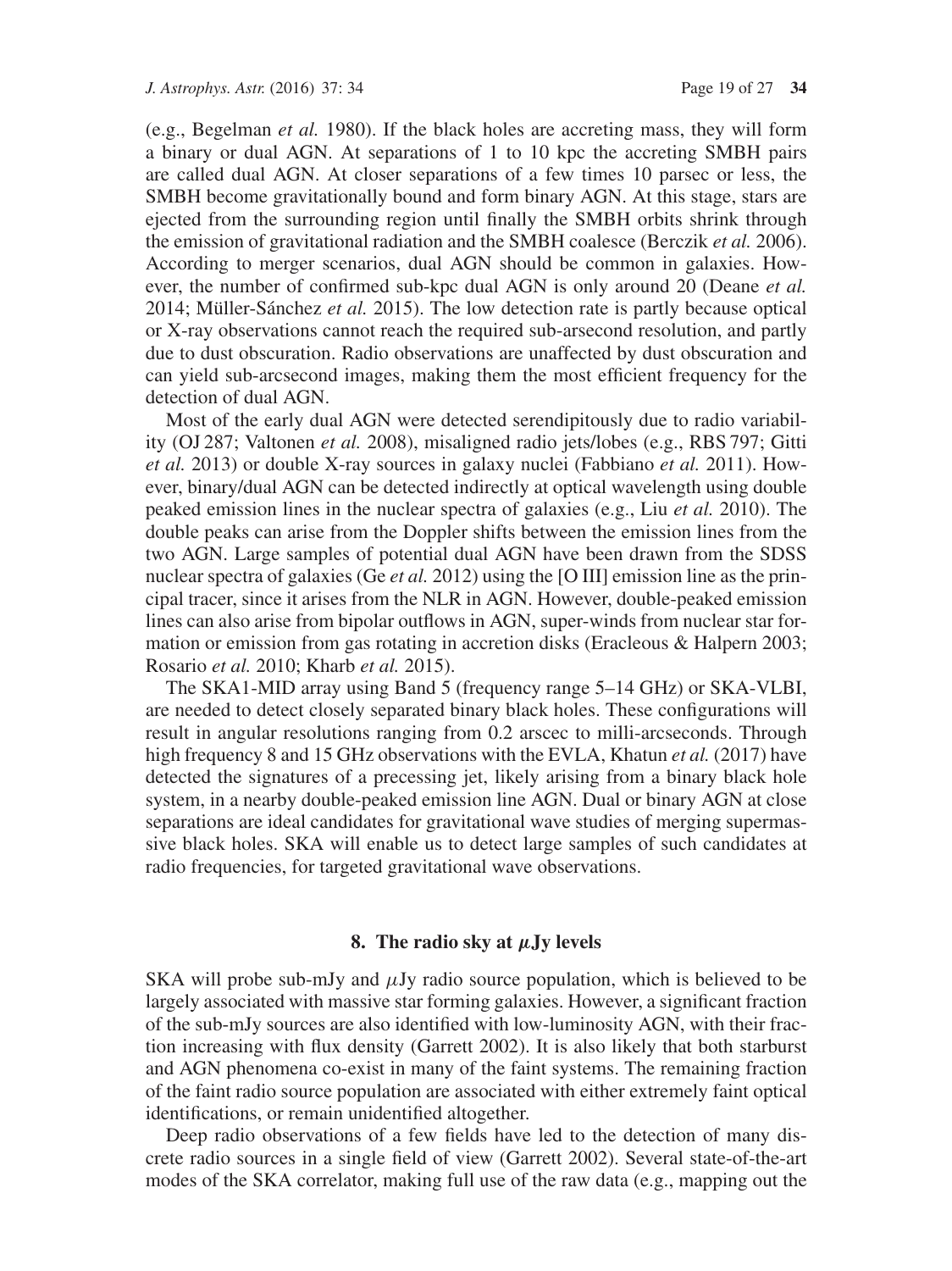(e.g., Begelman *et al.* 1980). If the black holes are accreting mass, they will form a binary or dual AGN. At separations of 1 to 10 kpc the accreting SMBH pairs are called dual AGN. At closer separations of a few times 10 parsec or less, the SMBH become gravitationally bound and form binary AGN. At this stage, stars are ejected from the surrounding region until finally the SMBH orbits shrink through the emission of gravitational radiation and the SMBH coalesce (Berczik *et al.* 2006). According to merger scenarios, dual AGN should be common in galaxies. However, the number of confirmed sub-kpc dual AGN is only around 20 (Deane *et al.* 2014; Müller-Sánchez *et al.* 2015). The low detection rate is partly because optical or X-ray observations cannot reach the required sub-arsecond resolution, and partly due to dust obscuration. Radio observations are unaffected by dust obscuration and can yield sub-arcsecond images, making them the most efficient frequency for the detection of dual AGN.

Most of the early dual AGN were detected serendipitously due to radio variability (OJ 287; Valtonen *et al.* 2008), misaligned radio jets/lobes (e.g., RBS 797; Gitti *et al.* 2013) or double X-ray sources in galaxy nuclei (Fabbiano *et al.* 2011). However, binary/dual AGN can be detected indirectly at optical wavelength using double peaked emission lines in the nuclear spectra of galaxies (e.g., Liu *et al.* 2010). The double peaks can arise from the Doppler shifts between the emission lines from the two AGN. Large samples of potential dual AGN have been drawn from the SDSS nuclear spectra of galaxies (Ge *et al.* 2012) using the [O III] emission line as the principal tracer, since it arises from the NLR in AGN. However, double-peaked emission lines can also arise from bipolar outflows in AGN, super-winds from nuclear star formation or emission from gas rotating in accretion disks (Eracleous & Halpern 2003; Rosario *et al.* 2010; Kharb *et al.* 2015).

The SKA1-MID array using Band 5 (frequency range 5–14 GHz) or SKA-VLBI, are needed to detect closely separated binary black holes. These configurations will result in angular resolutions ranging from 0.2 arscec to milli-arcseconds. Through high frequency 8 and 15 GHz observations with the EVLA, Khatun *et al.* (2017) have detected the signatures of a precessing jet, likely arising from a binary black hole system, in a nearby double-peaked emission line AGN. Dual or binary AGN at close separations are ideal candidates for gravitational wave studies of merging supermassive black holes. SKA will enable us to detect large samples of such candidates at radio frequencies, for targeted gravitational wave observations.

## 8. The radio sky at $\mu$Jy levels

SKA will probe sub-mJy and $\mu$Jy radio source population, which is believed to be largely associated with massive star forming galaxies. However, a significant fraction of the sub-mJy sources are also identified with low-luminosity AGN, with their fraction increasing with flux density (Garrett 2002). It is also likely that both starburst and AGN phenomena co-exist in many of the faint systems. The remaining fraction of the faint radio source population are associated with either extremely faint optical identifications, or remain unidentified altogether.

Deep radio observations of a few fields have led to the detection of many discrete radio sources in a single field of view (Garrett 2002). Several state-of-the-art modes of the SKA correlator, making full use of the raw data (e.g., mapping out the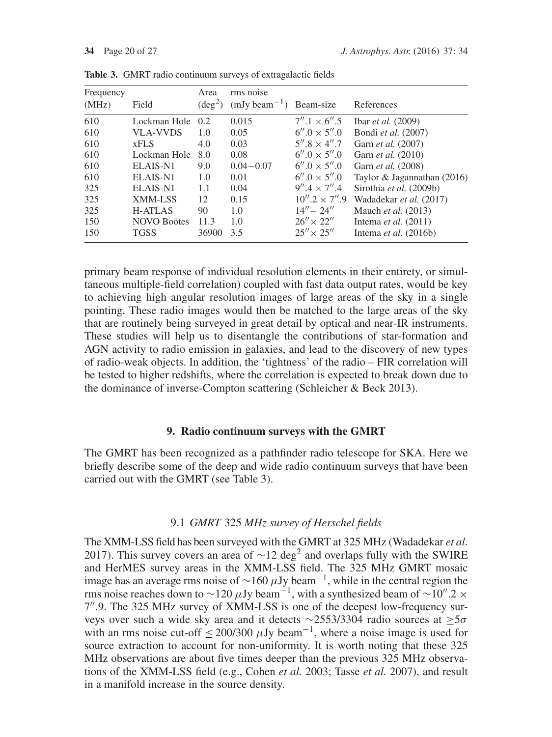**Table 3.** GMRT radio continuum surveys of extragalactic fields

| Frequency (MHz) | Field | Area ($\deg^2$) | rms noise (mJy beam$^{-1}$) | Beam-size | References |
|---|---|---|---|---|---|
| 610 | Lockman Hole | 0.2 | 0.015 | $7''.1 \times 6''.5$ | Ibar *et al.* (2009) |
| 610 | VLA-VVDS | 1.0 | 0.05 | $6''.0 \times 5''.0$ | Bondi *et al.* (2007) |
| 610 | xFLS | 4.0 | 0.03 | $5''.8 \times 4''.7$ | Garn *et al.* (2007) |
| 610 | Lockman Hole | 8.0 | 0.08 | $6''.0 \times 5''.0$ | Garn *et al.* (2010) |
| 610 | ELAIS-N1 | 9.0 | 0.04−0.07 | $6''.0 \times 5''.0$ | Garn *et al.* (2008) |
| 610 | ELAIS-N1 | 1.0 | 0.01 | $6''.0 \times 5''.0$ | Taylor & Jagannathan (2016) |
| 325 | ELAIS-N1 | 1.1 | 0.04 | $9''.4 \times 7''.4$ | Sirothia *et al.* (2009b) |
| 325 | XMM-LSS | 12 | 0.15 | $10''.2 \times 7''.9$ | Wadadekar *et al.* (2017) |
| 325 | H-ATLAS | 90 | 1.0 | $14''-24''$ | Mauch *et al.* (2013) |
| 150 | NOVO Boötes | 11.3 | 1.0 | $26'' \times 22''$ | Intema *et al.* (2011) |
| 150 | TGSS | 36900 | 3.5 | $25'' \times 25''$ | Intema *et al.* (2016b) |

primary beam response of individual resolution elements in their entirety, or simultaneous multiple-field correlation) coupled with fast data output rates, would be key to achieving high angular resolution images of large areas of the sky in a single pointing. These radio images would then be matched to the large areas of the sky that are routinely being surveyed in great detail by optical and near-IR instruments. These studies will help us to disentangle the contributions of star-formation and AGN activity to radio emission in galaxies, and lead to the discovery of new types of radio-weak objects. In addition, the 'tightness' of the radio – FIR correlation will be tested to higher redshifts, where the correlation is expected to break down due to the dominance of inverse-Compton scattering (Schleicher & Beck 2013).

## 9. Radio continuum surveys with the GMRT

The GMRT has been recognized as a pathfinder radio telescope for SKA. Here we briefly describe some of the deep and wide radio continuum surveys that have been carried out with the GMRT (see Table 3).

### 9.1 *GMRT* 325 *MHz survey of Herschel fields*

The XMM-LSS field has been surveyed with the GMRT at 325 MHz (Wadadekar *et al*. 2017). This survey covers an area of $\sim$12 deg$^2$ and overlaps fully with the SWIRE and HerMES survey areas in the XMM-LSS field. The 325 MHz GMRT mosaic image has an average rms noise of $\sim$160 $\mu$Jy beam$^{-1}$, while in the central region the rms noise reaches down to $\sim$120 $\mu$Jy beam$^{-1}$, with a synthesized beam of $\sim 10''.2 \times 7''.9$. The 325 MHz survey of XMM-LSS is one of the deepest low-frequency surveys over such a wide sky area and it detects $\sim$2553/3304 radio sources at $\geq 5\sigma$ with an rms noise cut-off $\leq$ 200/300 $\mu$Jy beam$^{-1}$, where a noise image is used for source extraction to account for non-uniformity. It is worth noting that these 325 MHz observations are about five times deeper than the previous 325 MHz observations of the XMM-LSS field (e.g., Cohen *et al.* 2003; Tasse *et al.* 2007), and result in a manifold increase in the source density.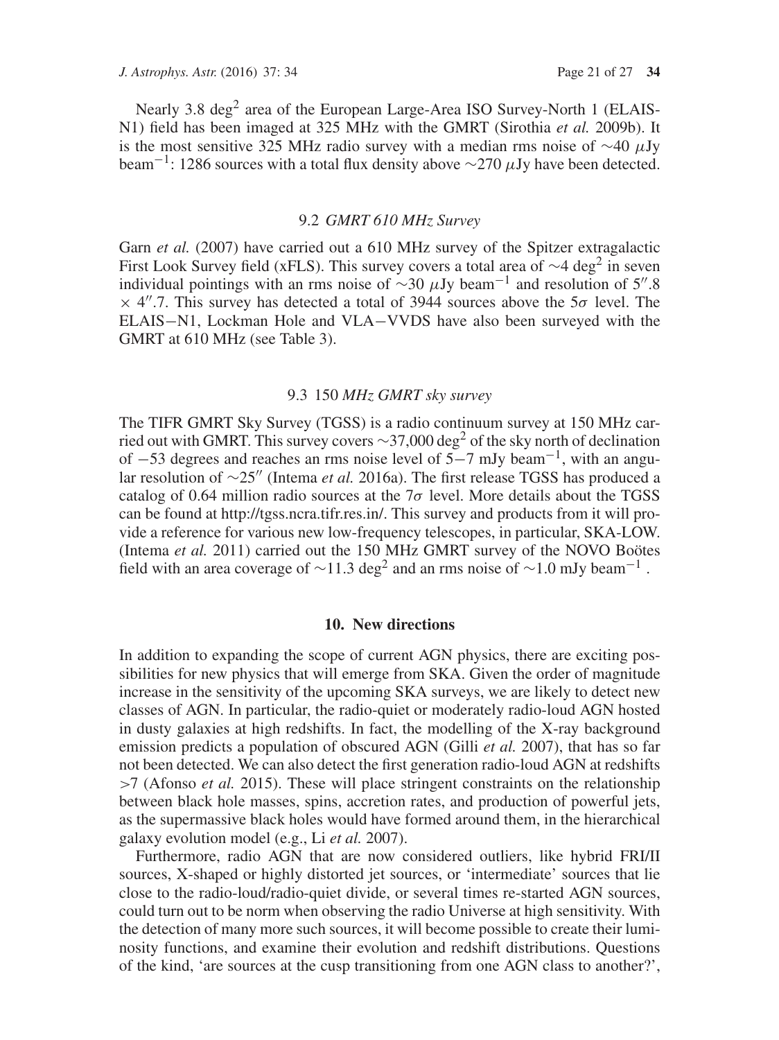Nearly 3.8 $\deg^2$ area of the European Large-Area ISO Survey-North 1 (ELAIS-N1) field has been imaged at 325 MHz with the GMRT (Sirothia *et al.* 2009b). It is the most sensitive 325 MHz radio survey with a median rms noise of $\sim$40 $\mu$Jy beam$^{-1}$: 1286 sources with a total flux density above $\sim$270 $\mu$Jy have been detected.

### 9.2 *GMRT 610 MHz Survey*

Garn *et al.* (2007) have carried out a 610 MHz survey of the Spitzer extragalactic First Look Survey field (xFLS). This survey covers a total area of $\sim$4 $\deg^2$ in seven individual pointings with an rms noise of $\sim$30 $\mu$Jy beam$^{-1}$ and resolution of $5''.8 \times 4''.7$. This survey has detected a total of 3944 sources above the $5\sigma$ level. The ELAIS$-$N1, Lockman Hole and VLA$-$VVDS have also been surveyed with the GMRT at 610 MHz (see Table 3).

### 9.3 150 *MHz GMRT sky survey*

The TIFR GMRT Sky Survey (TGSS) is a radio continuum survey at 150 MHz carried out with GMRT. This survey covers $\sim$37,000 $\deg^2$ of the sky north of declination of $-53$ degrees and reaches an rms noise level of 5$-$7 mJy beam$^{-1}$, with an angular resolution of $\sim 25''$ (Intema *et al.* 2016a). The first release TGSS has produced a catalog of 0.64 million radio sources at the $7\sigma$ level. More details about the TGSS can be found at http://tgss.ncra.tifr.res.in/. This survey and products from it will provide a reference for various new low-frequency telescopes, in particular, SKA-LOW. (Intema *et al.* 2011) carried out the 150 MHz GMRT survey of the NOVO Boötes field with an area coverage of $\sim$11.3 $\deg^2$ and an rms noise of $\sim$1.0 mJy beam$^{-1}$ .

## 10. New directions

In addition to expanding the scope of current AGN physics, there are exciting possibilities for new physics that will emerge from SKA. Given the order of magnitude increase in the sensitivity of the upcoming SKA surveys, we are likely to detect new classes of AGN. In particular, the radio-quiet or moderately radio-loud AGN hosted in dusty galaxies at high redshifts. In fact, the modelling of the X-ray background emission predicts a population of obscured AGN (Gilli *et al.* 2007), that has so far not been detected. We can also detect the first generation radio-loud AGN at redshifts >7 (Afonso *et al.* 2015). These will place stringent constraints on the relationship between black hole masses, spins, accretion rates, and production of powerful jets, as the supermassive black holes would have formed around them, in the hierarchical galaxy evolution model (e.g., Li *et al.* 2007).

Furthermore, radio AGN that are now considered outliers, like hybrid FRI/II sources, X-shaped or highly distorted jet sources, or 'intermediate' sources that lie close to the radio-loud/radio-quiet divide, or several times re-started AGN sources, could turn out to be norm when observing the radio Universe at high sensitivity. With the detection of many more such sources, it will become possible to create their luminosity functions, and examine their evolution and redshift distributions. Questions of the kind, 'are sources at the cusp transitioning from one AGN class to another?',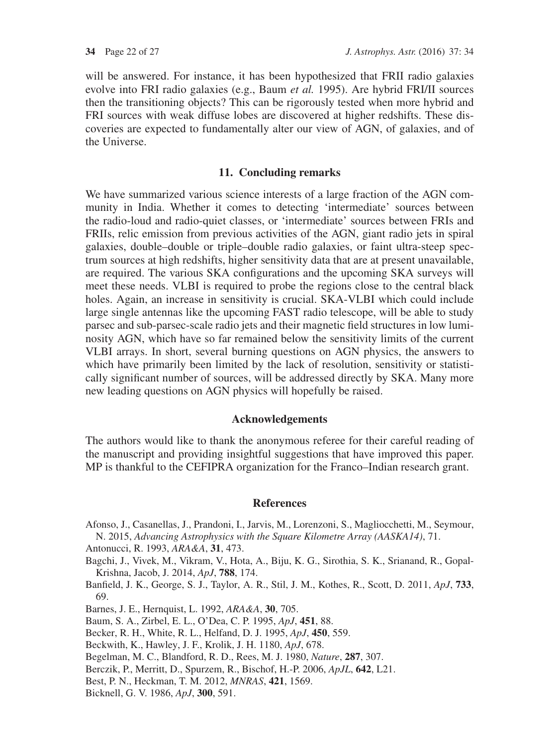will be answered. For instance, it has been hypothesized that FRII radio galaxies evolve into FRI radio galaxies (e.g., Baum *et al.* 1995). Are hybrid FRI/II sources then the transitioning objects? This can be rigorously tested when more hybrid and FRI sources with weak diffuse lobes are discovered at higher redshifts. These discoveries are expected to fundamentally alter our view of AGN, of galaxies, and of the Universe.

## 11. Concluding remarks

We have summarized various science interests of a large fraction of the AGN community in India. Whether it comes to detecting 'intermediate' sources between the radio-loud and radio-quiet classes, or 'intermediate' sources between FRIs and FRIIs, relic emission from previous activities of the AGN, giant radio jets in spiral galaxies, double–double or triple–double radio galaxies, or faint ultra-steep spectrum sources at high redshifts, higher sensitivity data that are at present unavailable, are required. The various SKA configurations and the upcoming SKA surveys will meet these needs. VLBI is required to probe the regions close to the central black holes. Again, an increase in sensitivity is crucial. SKA-VLBI which could include large single antennas like the upcoming FAST radio telescope, will be able to study parsec and sub-parsec-scale radio jets and their magnetic field structures in low luminosity AGN, which have so far remained below the sensitivity limits of the current VLBI arrays. In short, several burning questions on AGN physics, the answers to which have primarily been limited by the lack of resolution, sensitivity or statistically significant number of sources, will be addressed directly by SKA. Many more new leading questions on AGN physics will hopefully be raised.

## Acknowledgements

The authors would like to thank the anonymous referee for their careful reading of the manuscript and providing insightful suggestions that have improved this paper. MP is thankful to the CEFIPRA organization for the Franco–Indian research grant.

## References

Afonso, J., Casanellas, J., Prandoni, I., Jarvis, M., Lorenzoni, S., Magliocchetti, M., Seymour, N. 2015, *Advancing Astrophysics with the Square Kilometre Array (AASKA14)*, 71.

Antonucci, R. 1993, *ARA&A*, **31**, 473.

Bagchi, J., Vivek, M., Vikram, V., Hota, A., Biju, K. G., Sirothia, S. K., Srianand, R., Gopal-Krishna, Jacob, J. 2014, *ApJ*, **788**, 174.

Banfield, J. K., George, S. J., Taylor, A. R., Stil, J. M., Kothes, R., Scott, D. 2011, *ApJ*, **733**, 69.

Barnes, J. E., Hernquist, L. 1992, *ARA&A*, **30**, 705.

Baum, S. A., Zirbel, E. L., O'Dea, C. P. 1995, *ApJ*, **451**, 88.

Becker, R. H., White, R. L., Helfand, D. J. 1995, *ApJ*, **450**, 559.

Beckwith, K., Hawley, J. F., Krolik, J. H. 1180, *ApJ*, 678.

Begelman, M. C., Blandford, R. D., Rees, M. J. 1980, *Nature*, **287**, 307.

Berczik, P., Merritt, D., Spurzem, R., Bischof, H.-P. 2006, *ApJL*, **642**, L21.

Best, P. N., Heckman, T. M. 2012, *MNRAS*, **421**, 1569.

Bicknell, G. V. 1986, *ApJ*, **300**, 591.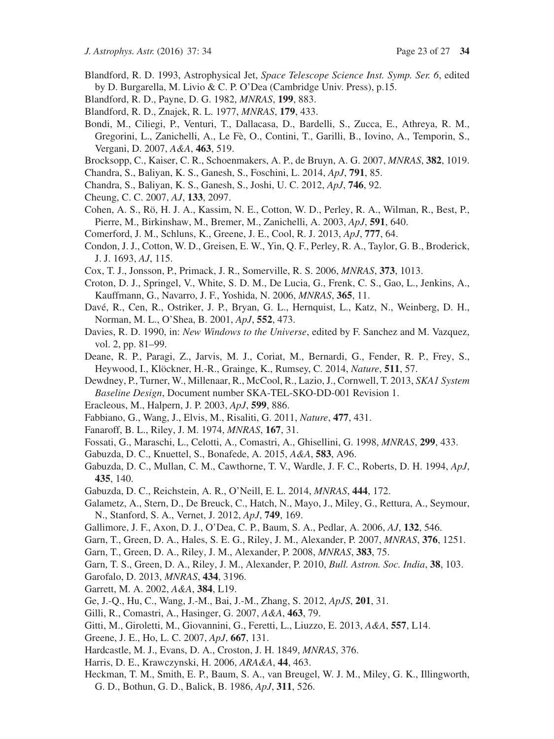Blandford, R. D. 1993, Astrophysical Jet, *Space Telescope Science Inst. Symp. Ser. 6*, edited by D. Burgarella, M. Livio & C. P. O'Dea (Cambridge Univ. Press), p.15.

Blandford, R. D., Payne, D. G. 1982, *MNRAS*, **199**, 883.

Blandford, R. D., Znajek, R. L. 1977, *MNRAS*, **179**, 433.

Bondi, M., Ciliegi, P., Venturi, T., Dallacasa, D., Bardelli, S., Zucca, E., Athreya, R. M., Gregorini, L., Zanichelli, A., Le Fè, O., Contini, T., Garilli, B., Iovino, A., Temporin, S., Vergani, D. 2007, *A&A*, **463**, 519.

Brocksopp, C., Kaiser, C. R., Schoenmakers, A. P., de Bruyn, A. G. 2007, *MNRAS*, **382**, 1019.

Chandra, S., Baliyan, K. S., Ganesh, S., Foschini, L. 2014, *ApJ*, **791**, 85.

Chandra, S., Baliyan, K. S., Ganesh, S., Joshi, U. C. 2012, *ApJ*, **746**, 92.

Cheung, C. C. 2007, *AJ*, **133**, 2097.

Cohen, A. S., Rö, H. J. A., Kassim, N. E., Cotton, W. D., Perley, R. A., Wilman, R., Best, P., Pierre, M., Birkinshaw, M., Bremer, M., Zanichelli, A. 2003, *ApJ*, **591**, 640.

Comerford, J. M., Schluns, K., Greene, J. E., Cool, R. J. 2013, *ApJ*, **777**, 64.

Condon, J. J., Cotton, W. D., Greisen, E. W., Yin, Q. F., Perley, R. A., Taylor, G. B., Broderick, J. J. 1693, *AJ*, 115.

Cox, T. J., Jonsson, P., Primack, J. R., Somerville, R. S. 2006, *MNRAS*, **373**, 1013.

Croton, D. J., Springel, V., White, S. D. M., De Lucia, G., Frenk, C. S., Gao, L., Jenkins, A., Kauffmann, G., Navarro, J. F., Yoshida, N. 2006, *MNRAS*, **365**, 11.

Davé, R., Cen, R., Ostriker, J. P., Bryan, G. L., Hernquist, L., Katz, N., Weinberg, D. H., Norman, M. L., O'Shea, B. 2001, *ApJ*, **552**, 473.

Davies, R. D. 1990, in: *New Windows to the Universe*, edited by F. Sanchez and M. Vazquez, vol. 2, pp. 81–99.

Deane, R. P., Paragi, Z., Jarvis, M. J., Coriat, M., Bernardi, G., Fender, R. P., Frey, S., Heywood, I., Klöckner, H.-R., Grainge, K., Rumsey, C. 2014, *Nature*, **511**, 57.

Dewdney, P., Turner, W., Millenaar, R., McCool, R., Lazio, J., Cornwell, T. 2013, *SKA1 System Baseline Design*, Document number SKA-TEL-SKO-DD-001 Revision 1.

Eracleous, M., Halpern, J. P. 2003, *ApJ*, **599**, 886.

Fabbiano, G., Wang, J., Elvis, M., Risaliti, G. 2011, *Nature*, **477**, 431.

Fanaroff, B. L., Riley, J. M. 1974, *MNRAS*, **167**, 31.

Fossati, G., Maraschi, L., Celotti, A., Comastri, A., Ghisellini, G. 1998, *MNRAS*, **299**, 433.

Gabuzda, D. C., Knuettel, S., Bonafede, A. 2015, *A&A*, **583**, A96.

Gabuzda, D. C., Mullan, C. M., Cawthorne, T. V., Wardle, J. F. C., Roberts, D. H. 1994, *ApJ*, **435**, 140.

Gabuzda, D. C., Reichstein, A. R., O'Neill, E. L. 2014, *MNRAS*, **444**, 172.

Galametz, A., Stern, D., De Breuck, C., Hatch, N., Mayo, J., Miley, G., Rettura, A., Seymour, N., Stanford, S. A., Vernet, J. 2012, *ApJ*, **749**, 169.

Gallimore, J. F., Axon, D. J., O'Dea, C. P., Baum, S. A., Pedlar, A. 2006, *AJ*, **132**, 546.

Garn, T., Green, D. A., Hales, S. E. G., Riley, J. M., Alexander, P. 2007, *MNRAS*, **376**, 1251.

Garn, T., Green, D. A., Riley, J. M., Alexander, P. 2008, *MNRAS*, **383**, 75.

Garn, T. S., Green, D. A., Riley, J. M., Alexander, P. 2010, *Bull. Astron. Soc. India*, **38**, 103.

Garofalo, D. 2013, *MNRAS*, **434**, 3196.

Garrett, M. A. 2002, *A&A*, **384**, L19.

Ge, J.-Q., Hu, C., Wang, J.-M., Bai, J.-M., Zhang, S. 2012, *ApJS*, **201**, 31.

Gilli, R., Comastri, A., Hasinger, G. 2007, *A&A*, **463**, 79.

Gitti, M., Giroletti, M., Giovannini, G., Feretti, L., Liuzzo, E. 2013, *A&A*, **557**, L14.

Greene, J. E., Ho, L. C. 2007, *ApJ*, **667**, 131.

Hardcastle, M. J., Evans, D. A., Croston, J. H. 1849, *MNRAS*, 376.

Harris, D. E., Krawczynski, H. 2006, *ARA&A*, **44**, 463.

Heckman, T. M., Smith, E. P., Baum, S. A., van Breugel, W. J. M., Miley, G. K., Illingworth, G. D., Bothun, G. D., Balick, B. 1986, *ApJ*, **311**, 526.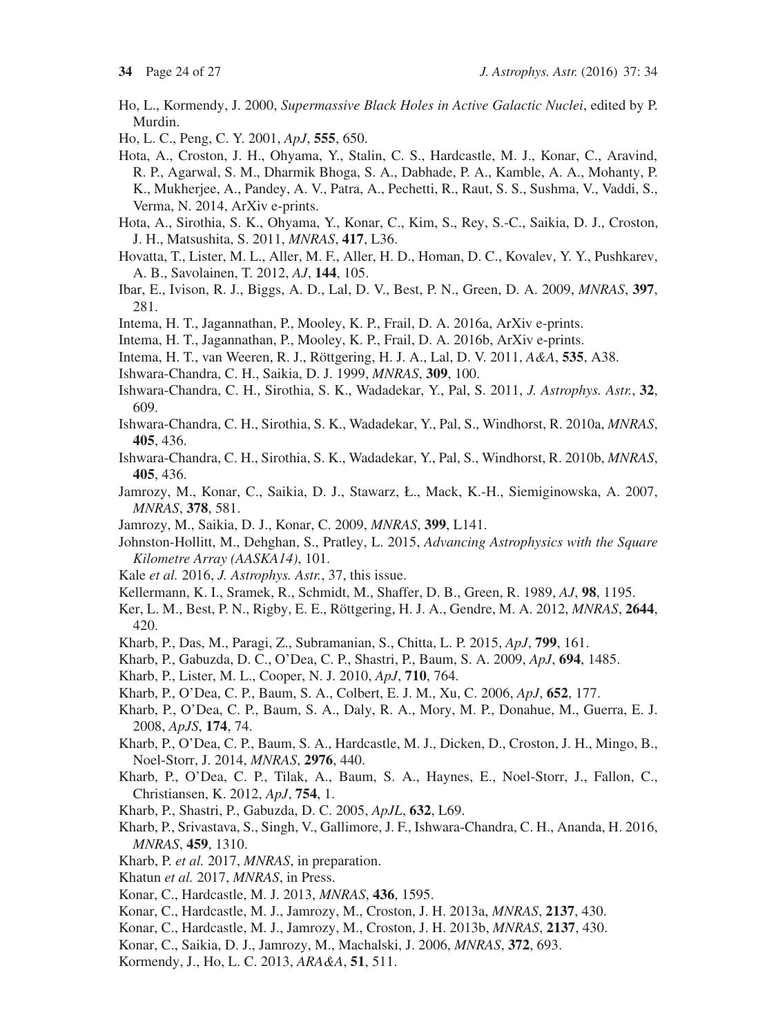Ho, L., Kormendy, J. 2000, *Supermassive Black Holes in Active Galactic Nuclei*, edited by P. Murdin.

Ho, L. C., Peng, C. Y. 2001, *ApJ*, **555**, 650.

Hota, A., Croston, J. H., Ohyama, Y., Stalin, C. S., Hardcastle, M. J., Konar, C., Aravind, R. P., Agarwal, S. M., Dharmik Bhoga, S. A., Dabhade, P. A., Kamble, A. A., Mohanty, P. K., Mukherjee, A., Pandey, A. V., Patra, A., Pechetti, R., Raut, S. S., Sushma, V., Vaddi, S., Verma, N. 2014, ArXiv e-prints.

Hota, A., Sirothia, S. K., Ohyama, Y., Konar, C., Kim, S., Rey, S.-C., Saikia, D. J., Croston, J. H., Matsushita, S. 2011, *MNRAS*, **417**, L36.

Hovatta, T., Lister, M. L., Aller, M. F., Aller, H. D., Homan, D. C., Kovalev, Y. Y., Pushkarev, A. B., Savolainen, T. 2012, *AJ*, **144**, 105.

Ibar, E., Ivison, R. J., Biggs, A. D., Lal, D. V., Best, P. N., Green, D. A. 2009, *MNRAS*, **397**, 281.

Intema, H. T., Jagannathan, P., Mooley, K. P., Frail, D. A. 2016a, ArXiv e-prints.

Intema, H. T., Jagannathan, P., Mooley, K. P., Frail, D. A. 2016b, ArXiv e-prints.

Intema, H. T., van Weeren, R. J., Röttgering, H. J. A., Lal, D. V. 2011, *A&A*, **535**, A38.

Ishwara-Chandra, C. H., Saikia, D. J. 1999, *MNRAS*, **309**, 100.

Ishwara-Chandra, C. H., Sirothia, S. K., Wadadekar, Y., Pal, S. 2011, *J. Astrophys. Astr.*, **32**, 609.

Ishwara-Chandra, C. H., Sirothia, S. K., Wadadekar, Y., Pal, S., Windhorst, R. 2010a, *MNRAS*, **405**, 436.

Ishwara-Chandra, C. H., Sirothia, S. K., Wadadekar, Y., Pal, S., Windhorst, R. 2010b, *MNRAS*, **405**, 436.

Jamrozy, M., Konar, C., Saikia, D. J., Stawarz, Ł., Mack, K.-H., Siemiginowska, A. 2007, *MNRAS*, **378**, 581.

Jamrozy, M., Saikia, D. J., Konar, C. 2009, *MNRAS*, **399**, L141.

Johnston-Hollitt, M., Dehghan, S., Pratley, L. 2015, *Advancing Astrophysics with the Square Kilometre Array (AASKA14)*, 101.

Kale *et al.* 2016, *J. Astrophys. Astr.*, 37, this issue.

Kellermann, K. I., Sramek, R., Schmidt, M., Shaffer, D. B., Green, R. 1989, *AJ*, **98**, 1195.

Ker, L. M., Best, P. N., Rigby, E. E., Röttgering, H. J. A., Gendre, M. A. 2012, *MNRAS*, **2644**, 420.

Kharb, P., Das, M., Paragi, Z., Subramanian, S., Chitta, L. P. 2015, *ApJ*, **799**, 161.

Kharb, P., Gabuzda, D. C., O'Dea, C. P., Shastri, P., Baum, S. A. 2009, *ApJ*, **694**, 1485.

Kharb, P., Lister, M. L., Cooper, N. J. 2010, *ApJ*, **710**, 764.

Kharb, P., O'Dea, C. P., Baum, S. A., Colbert, E. J. M., Xu, C. 2006, *ApJ*, **652**, 177.

Kharb, P., O'Dea, C. P., Baum, S. A., Daly, R. A., Mory, M. P., Donahue, M., Guerra, E. J. 2008, *ApJS*, **174**, 74.

Kharb, P., O'Dea, C. P., Baum, S. A., Hardcastle, M. J., Dicken, D., Croston, J. H., Mingo, B., Noel-Storr, J. 2014, *MNRAS*, **2976**, 440.

Kharb, P., O'Dea, C. P., Tilak, A., Baum, S. A., Haynes, E., Noel-Storr, J., Fallon, C., Christiansen, K. 2012, *ApJ*, **754**, 1.

Kharb, P., Shastri, P., Gabuzda, D. C. 2005, *ApJL*, **632**, L69.

Kharb, P., Srivastava, S., Singh, V., Gallimore, J. F., Ishwara-Chandra, C. H., Ananda, H. 2016, *MNRAS*, **459**, 1310.

Kharb, P. *et al.* 2017, *MNRAS*, in preparation.

Khatun *et al.* 2017, *MNRAS*, in Press.

Konar, C., Hardcastle, M. J. 2013, *MNRAS*, **436**, 1595.

Konar, C., Hardcastle, M. J., Jamrozy, M., Croston, J. H. 2013a, *MNRAS*, **2137**, 430.

Konar, C., Hardcastle, M. J., Jamrozy, M., Croston, J. H. 2013b, *MNRAS*, **2137**, 430.

Konar, C., Saikia, D. J., Jamrozy, M., Machalski, J. 2006, *MNRAS*, **372**, 693.

Kormendy, J., Ho, L. C. 2013, *ARA&A*, **51**, 511.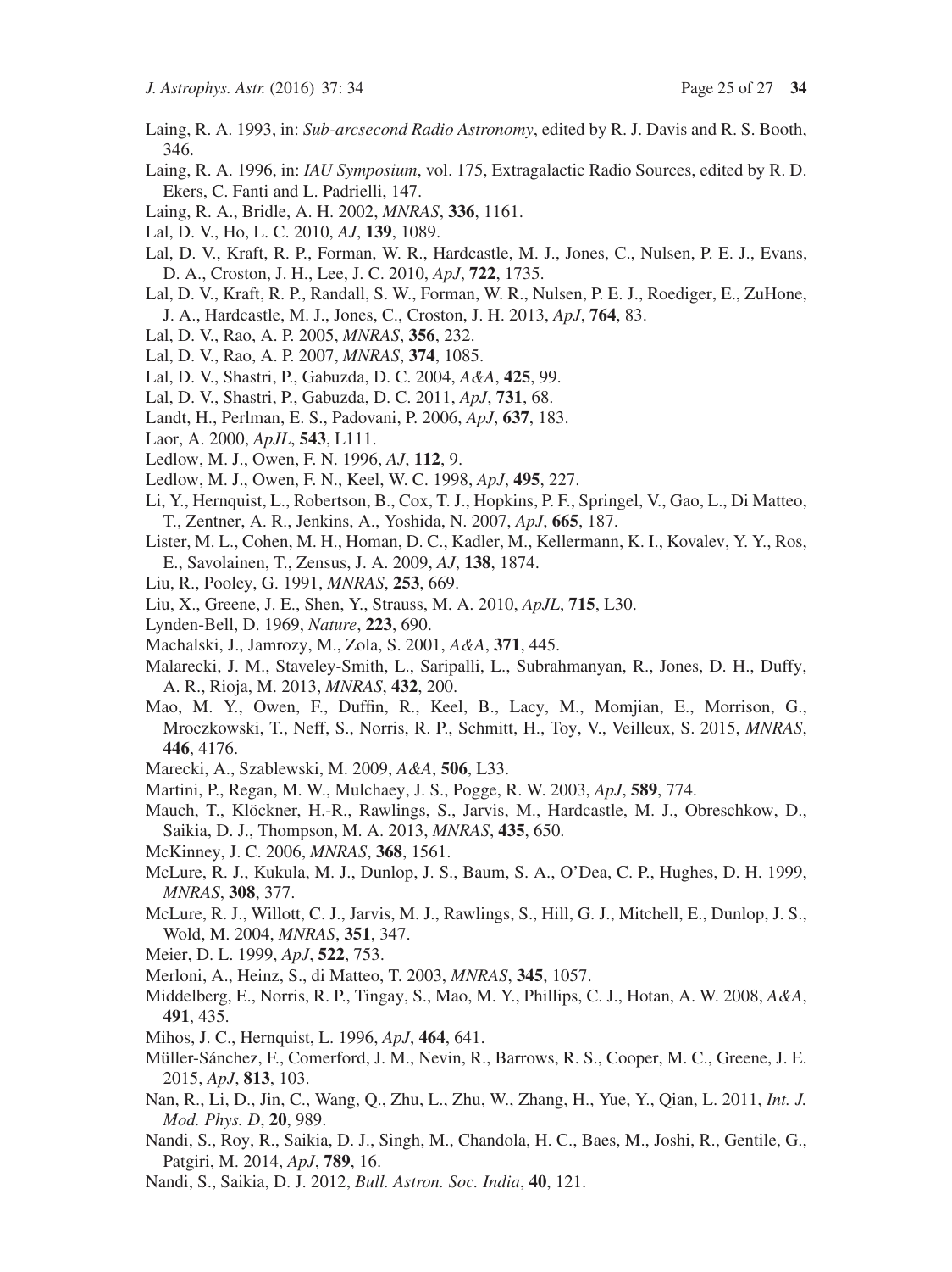Laing, R. A. 1993, in: *Sub-arcsecond Radio Astronomy*, edited by R. J. Davis and R. S. Booth, 346.

Laing, R. A. 1996, in: *IAU Symposium*, vol. 175, Extragalactic Radio Sources, edited by R. D. Ekers, C. Fanti and L. Padrielli, 147.

Laing, R. A., Bridle, A. H. 2002, *MNRAS*, **336**, 1161.

Lal, D. V., Ho, L. C. 2010, *AJ*, **139**, 1089.

Lal, D. V., Kraft, R. P., Forman, W. R., Hardcastle, M. J., Jones, C., Nulsen, P. E. J., Evans, D. A., Croston, J. H., Lee, J. C. 2010, *ApJ*, **722**, 1735.

Lal, D. V., Kraft, R. P., Randall, S. W., Forman, W. R., Nulsen, P. E. J., Roediger, E., ZuHone, J. A., Hardcastle, M. J., Jones, C., Croston, J. H. 2013, *ApJ*, **764**, 83.

Lal, D. V., Rao, A. P. 2005, *MNRAS*, **356**, 232.

Lal, D. V., Rao, A. P. 2007, *MNRAS*, **374**, 1085.

Lal, D. V., Shastri, P., Gabuzda, D. C. 2004, *A&A*, **425**, 99.

Lal, D. V., Shastri, P., Gabuzda, D. C. 2011, *ApJ*, **731**, 68.

Landt, H., Perlman, E. S., Padovani, P. 2006, *ApJ*, **637**, 183.

Laor, A. 2000, *ApJL*, **543**, L111.

Ledlow, M. J., Owen, F. N. 1996, *AJ*, **112**, 9.

Ledlow, M. J., Owen, F. N., Keel, W. C. 1998, *ApJ*, **495**, 227.

Li, Y., Hernquist, L., Robertson, B., Cox, T. J., Hopkins, P. F., Springel, V., Gao, L., Di Matteo, T., Zentner, A. R., Jenkins, A., Yoshida, N. 2007, *ApJ*, **665**, 187.

Lister, M. L., Cohen, M. H., Homan, D. C., Kadler, M., Kellermann, K. I., Kovalev, Y. Y., Ros, E., Savolainen, T., Zensus, J. A. 2009, *AJ*, **138**, 1874.

Liu, R., Pooley, G. 1991, *MNRAS*, **253**, 669.

Liu, X., Greene, J. E., Shen, Y., Strauss, M. A. 2010, *ApJL*, **715**, L30.

Lynden-Bell, D. 1969, *Nature*, **223**, 690.

Machalski, J., Jamrozy, M., Zola, S. 2001, *A&A*, **371**, 445.

Malarecki, J. M., Staveley-Smith, L., Saripalli, L., Subrahmanyan, R., Jones, D. H., Duffy, A. R., Rioja, M. 2013, *MNRAS*, **432**, 200.

Mao, M. Y., Owen, F., Duffin, R., Keel, B., Lacy, M., Momjian, E., Morrison, G., Mroczkowski, T., Neff, S., Norris, R. P., Schmitt, H., Toy, V., Veilleux, S. 2015, *MNRAS*, **446**, 4176.

Marecki, A., Szablewski, M. 2009, *A&A*, **506**, L33.

Martini, P., Regan, M. W., Mulchaey, J. S., Pogge, R. W. 2003, *ApJ*, **589**, 774.

Mauch, T., Klöckner, H.-R., Rawlings, S., Jarvis, M., Hardcastle, M. J., Obreschkow, D., Saikia, D. J., Thompson, M. A. 2013, *MNRAS*, **435**, 650.

McKinney, J. C. 2006, *MNRAS*, **368**, 1561.

McLure, R. J., Kukula, M. J., Dunlop, J. S., Baum, S. A., O'Dea, C. P., Hughes, D. H. 1999, *MNRAS*, **308**, 377.

McLure, R. J., Willott, C. J., Jarvis, M. J., Rawlings, S., Hill, G. J., Mitchell, E., Dunlop, J. S., Wold, M. 2004, *MNRAS*, **351**, 347.

Meier, D. L. 1999, *ApJ*, **522**, 753.

Merloni, A., Heinz, S., di Matteo, T. 2003, *MNRAS*, **345**, 1057.

Middelberg, E., Norris, R. P., Tingay, S., Mao, M. Y., Phillips, C. J., Hotan, A. W. 2008, *A&A*, **491**, 435.

Mihos, J. C., Hernquist, L. 1996, *ApJ*, **464**, 641.

Müller-Sánchez, F., Comerford, J. M., Nevin, R., Barrows, R. S., Cooper, M. C., Greene, J. E. 2015, *ApJ*, **813**, 103.

Nan, R., Li, D., Jin, C., Wang, Q., Zhu, L., Zhu, W., Zhang, H., Yue, Y., Qian, L. 2011, *Int. J. Mod. Phys. D*, **20**, 989.

Nandi, S., Roy, R., Saikia, D. J., Singh, M., Chandola, H. C., Baes, M., Joshi, R., Gentile, G., Patgiri, M. 2014, *ApJ*, **789**, 16.

Nandi, S., Saikia, D. J. 2012, *Bull. Astron. Soc. India*, **40**, 121.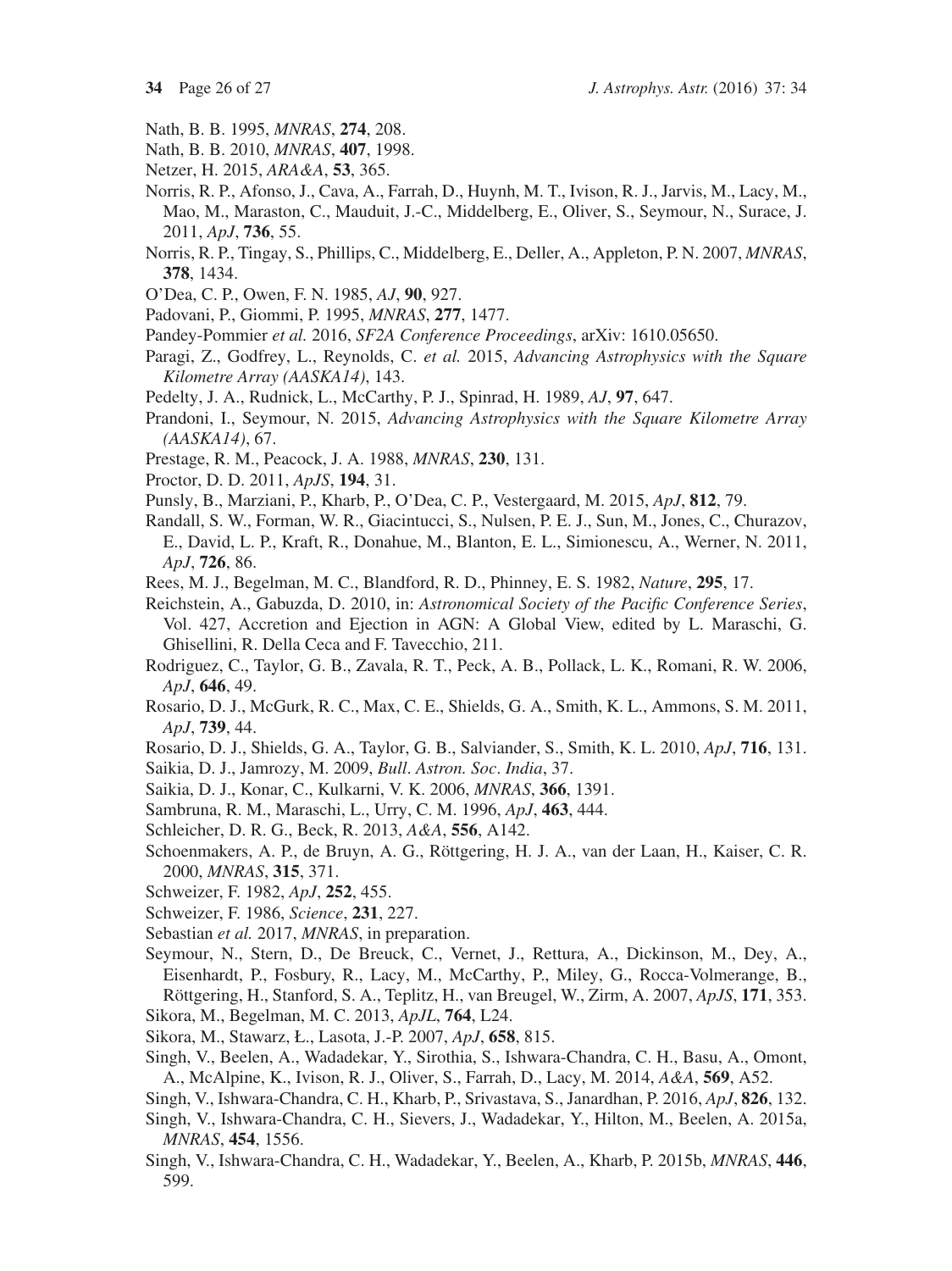Nath, B. B. 1995, *MNRAS*, **274**, 208.

Nath, B. B. 2010, *MNRAS*, **407**, 1998.

Netzer, H. 2015, *ARA&A*, **53**, 365.

Norris, R. P., Afonso, J., Cava, A., Farrah, D., Huynh, M. T., Ivison, R. J., Jarvis, M., Lacy, M., Mao, M., Maraston, C., Mauduit, J.-C., Middelberg, E., Oliver, S., Seymour, N., Surace, J. 2011, *ApJ*, **736**, 55.

Norris, R. P., Tingay, S., Phillips, C., Middelberg, E., Deller, A., Appleton, P. N. 2007, *MNRAS*, **378**, 1434.

O'Dea, C. P., Owen, F. N. 1985, *AJ*, **90**, 927.

Padovani, P., Giommi, P. 1995, *MNRAS*, **277**, 1477.

Pandey-Pommier *et al.* 2016, *SF2A Conference Proceedings*, arXiv: 1610.05650.

Paragi, Z., Godfrey, L., Reynolds, C. *et al.* 2015, *Advancing Astrophysics with the Square Kilometre Array (AASKA14)*, 143.

Pedelty, J. A., Rudnick, L., McCarthy, P. J., Spinrad, H. 1989, *AJ*, **97**, 647.

Prandoni, I., Seymour, N. 2015, *Advancing Astrophysics with the Square Kilometre Array (AASKA14)*, 67.

Prestage, R. M., Peacock, J. A. 1988, *MNRAS*, **230**, 131.

Proctor, D. D. 2011, *ApJS*, **194**, 31.

Punsly, B., Marziani, P., Kharb, P., O'Dea, C. P., Vestergaard, M. 2015, *ApJ*, **812**, 79.

Randall, S. W., Forman, W. R., Giacintucci, S., Nulsen, P. E. J., Sun, M., Jones, C., Churazov, E., David, L. P., Kraft, R., Donahue, M., Blanton, E. L., Simionescu, A., Werner, N. 2011, *ApJ*, **726**, 86.

Rees, M. J., Begelman, M. C., Blandford, R. D., Phinney, E. S. 1982, *Nature*, **295**, 17.

Reichstein, A., Gabuzda, D. 2010, in: *Astronomical Society of the Pacific Conference Series*, Vol. 427, Accretion and Ejection in AGN: A Global View, edited by L. Maraschi, G. Ghisellini, R. Della Ceca and F. Tavecchio, 211.

Rodriguez, C., Taylor, G. B., Zavala, R. T., Peck, A. B., Pollack, L. K., Romani, R. W. 2006, *ApJ*, **646**, 49.

Rosario, D. J., McGurk, R. C., Max, C. E., Shields, G. A., Smith, K. L., Ammons, S. M. 2011, *ApJ*, **739**, 44.

Rosario, D. J., Shields, G. A., Taylor, G. B., Salviander, S., Smith, K. L. 2010, *ApJ*, **716**, 131.

Saikia, D. J., Jamrozy, M. 2009, *Bull. Astron. Soc. India*, 37.

Saikia, D. J., Konar, C., Kulkarni, V. K. 2006, *MNRAS*, **366**, 1391.

Sambruna, R. M., Maraschi, L., Urry, C. M. 1996, *ApJ*, **463**, 444.

Schleicher, D. R. G., Beck, R. 2013, *A&A*, **556**, A142.

Schoenmakers, A. P., de Bruyn, A. G., Röttgering, H. J. A., van der Laan, H., Kaiser, C. R. 2000, *MNRAS*, **315**, 371.

Schweizer, F. 1982, *ApJ*, **252**, 455.

Schweizer, F. 1986, *Science*, **231**, 227.

Sebastian *et al.* 2017, *MNRAS*, in preparation.

Seymour, N., Stern, D., De Breuck, C., Vernet, J., Rettura, A., Dickinson, M., Dey, A., Eisenhardt, P., Fosbury, R., Lacy, M., McCarthy, P., Miley, G., Rocca-Volmerange, B., Röttgering, H., Stanford, S. A., Teplitz, H., van Breugel, W., Zirm, A. 2007, *ApJS*, **171**, 353.

Sikora, M., Begelman, M. C. 2013, *ApJL*, **764**, L24.

Sikora, M., Stawarz, Ł., Lasota, J.-P. 2007, *ApJ*, **658**, 815.

Singh, V., Beelen, A., Wadadekar, Y., Sirothia, S., Ishwara-Chandra, C. H., Basu, A., Omont, A., McAlpine, K., Ivison, R. J., Oliver, S., Farrah, D., Lacy, M. 2014, *A&A*, **569**, A52.

Singh, V., Ishwara-Chandra, C. H., Kharb, P., Srivastava, S., Janardhan, P. 2016, *ApJ*, **826**, 132.

Singh, V., Ishwara-Chandra, C. H., Sievers, J., Wadadekar, Y., Hilton, M., Beelen, A. 2015a, *MNRAS*, **454**, 1556.

Singh, V., Ishwara-Chandra, C. H., Wadadekar, Y., Beelen, A., Kharb, P. 2015b, *MNRAS*, **446**, 599.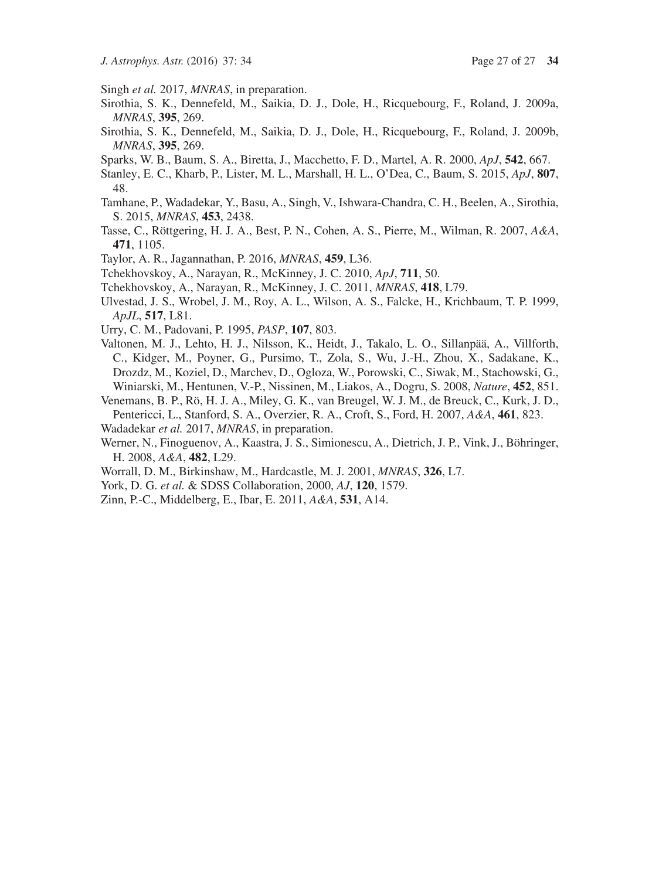Singh *et al.* 2017, *MNRAS*, in preparation.

Sirothia, S. K., Dennefeld, M., Saikia, D. J., Dole, H., Ricquebourg, F., Roland, J. 2009a, *MNRAS*, **395**, 269.

Sirothia, S. K., Dennefeld, M., Saikia, D. J., Dole, H., Ricquebourg, F., Roland, J. 2009b, *MNRAS*, **395**, 269.

Sparks, W. B., Baum, S. A., Biretta, J., Macchetto, F. D., Martel, A. R. 2000, *ApJ*, **542**, 667.

Stanley, E. C., Kharb, P., Lister, M. L., Marshall, H. L., O'Dea, C., Baum, S. 2015, *ApJ*, **807**, 48.

Tamhane, P., Wadadekar, Y., Basu, A., Singh, V., Ishwara-Chandra, C. H., Beelen, A., Sirothia, S. 2015, *MNRAS*, **453**, 2438.

Tasse, C., Röttgering, H. J. A., Best, P. N., Cohen, A. S., Pierre, M., Wilman, R. 2007, *A&A*, **471**, 1105.

Taylor, A. R., Jagannathan, P. 2016, *MNRAS*, **459**, L36.

Tchekhovskoy, A., Narayan, R., McKinney, J. C. 2010, *ApJ*, **711**, 50.

Tchekhovskoy, A., Narayan, R., McKinney, J. C. 2011, *MNRAS*, **418**, L79.

Ulvestad, J. S., Wrobel, J. M., Roy, A. L., Wilson, A. S., Falcke, H., Krichbaum, T. P. 1999, *ApJL*, **517**, L81.

Urry, C. M., Padovani, P. 1995, *PASP*, **107**, 803.

Valtonen, M. J., Lehto, H. J., Nilsson, K., Heidt, J., Takalo, L. O., Sillanpää, A., Villforth, C., Kidger, M., Poyner, G., Pursimo, T., Zola, S., Wu, J.-H., Zhou, X., Sadakane, K., Drozdz, M., Koziel, D., Marchev, D., Ogloza, W., Porowski, C., Siwak, M., Stachowski, G., Winiarski, M., Hentunen, V.-P., Nissinen, M., Liakos, A., Dogru, S. 2008, *Nature*, **452**, 851.

Venemans, B. P., Rö, H. J. A., Miley, G. K., van Breugel, W. J. M., de Breuck, C., Kurk, J. D., Pentericci, L., Stanford, S. A., Overzier, R. A., Croft, S., Ford, H. 2007, *A&A*, **461**, 823.

Wadadekar *et al.* 2017, *MNRAS*, in preparation.

Werner, N., Finoguenov, A., Kaastra, J. S., Simionescu, A., Dietrich, J. P., Vink, J., Böhringer, H. 2008, *A&A*, **482**, L29.

Worrall, D. M., Birkinshaw, M., Hardcastle, M. J. 2001, *MNRAS*, **326**, L7.

York, D. G. *et al.* & SDSS Collaboration, 2000, *AJ*, **120**, 1579.

Zinn, P.-C., Middelberg, E., Ibar, E. 2011, *A&A*, **531**, A14.